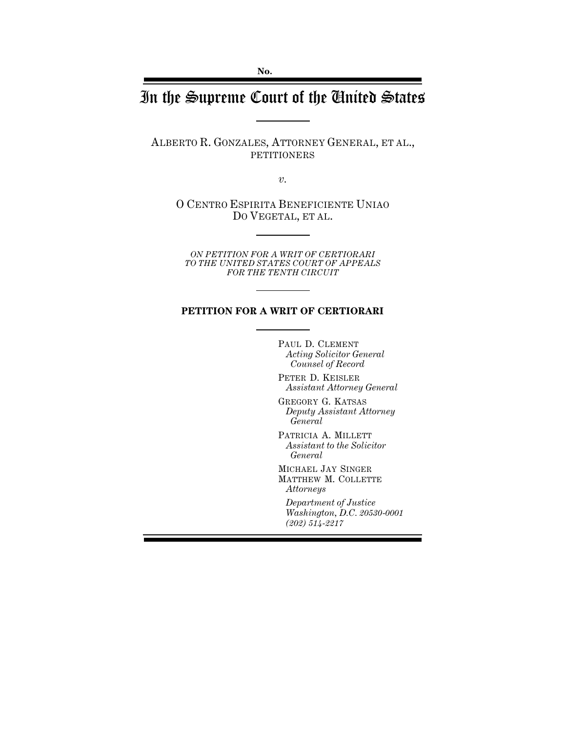No.

# In the Supreme Court of the United States

ALBERTO R. GONZALES, ATTORNEY GENERAL, ET AL., PETITIONERS

*v.*

O CENTRO ESPIRITA BENEFICIENTE UNIAO DO VEGETAL, ET AL.

*ON PETITION FOR A WRIT OF CERTIORARI TO THE UNITED STATES COURT OF APPEALS FOR THE TENTH CIRCUIT*

## PETITION FOR A WRIT OF CERTIORARI

PAUL D. CLEMENT
*Acting Solicitor General*
*Counsel of Record*

PETER D. KEISLER
*Assistant Attorney General*

GREGORY G. KATSAS
*Deputy Assistant Attorney General*

PATRICIA A. MILLETT
*Assistant to the Solicitor General*

MICHAEL JAY SINGER
MATTHEW M. COLLETTE
*Attorneys*

*Department of Justice*
*Washington, D.C. 20530-0001*
*(202) 514-2217*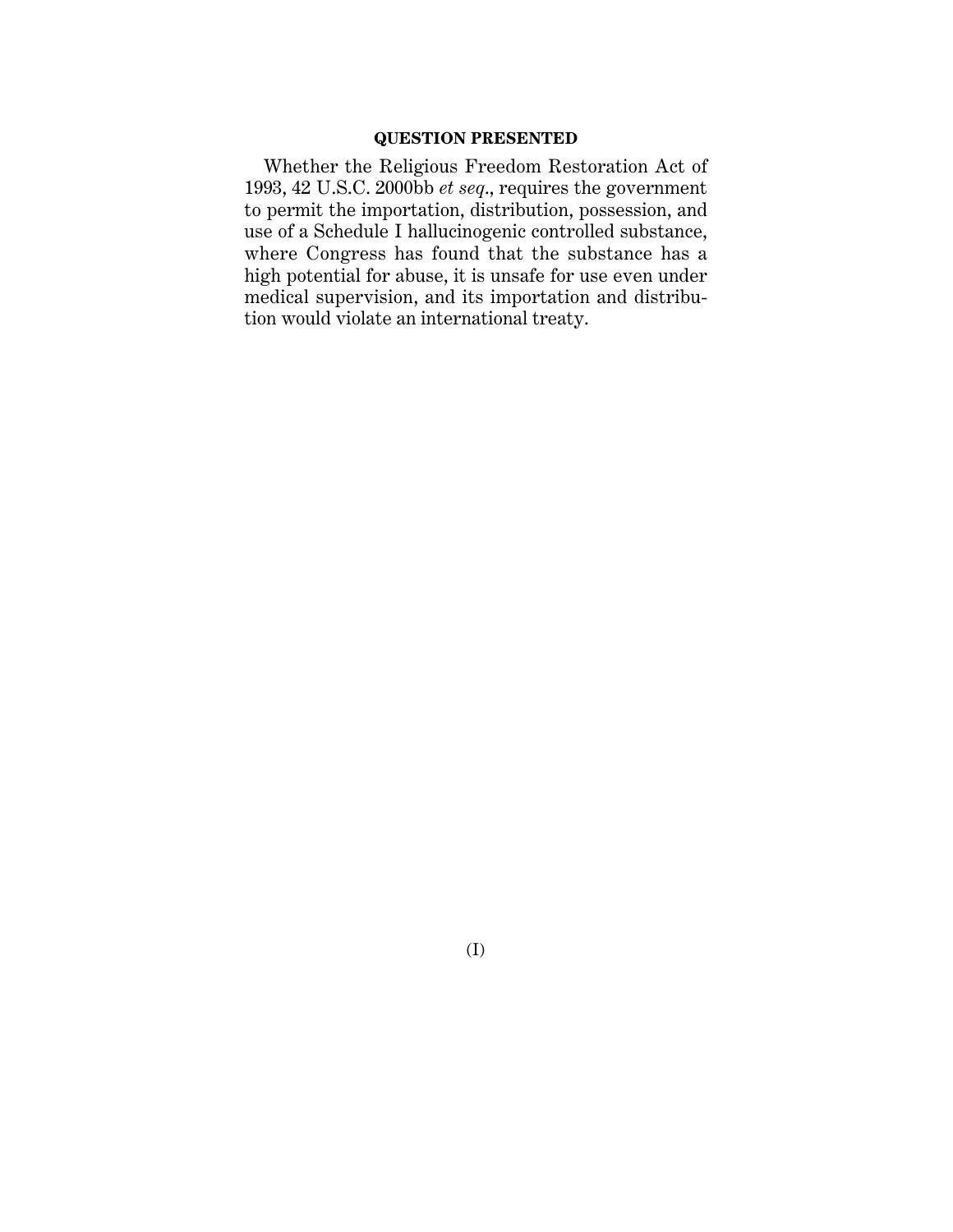## QUESTION PRESENTED

Whether the Religious Freedom Restoration Act of 1993, 42 U.S.C. 2000bb *et seq.*, requires the government to permit the importation, distribution, possession, and use of a Schedule I hallucinogenic controlled substance, where Congress has found that the substance has a high potential for abuse, it is unsafe for use even under medical supervision, and its importation and distribution would violate an international treaty.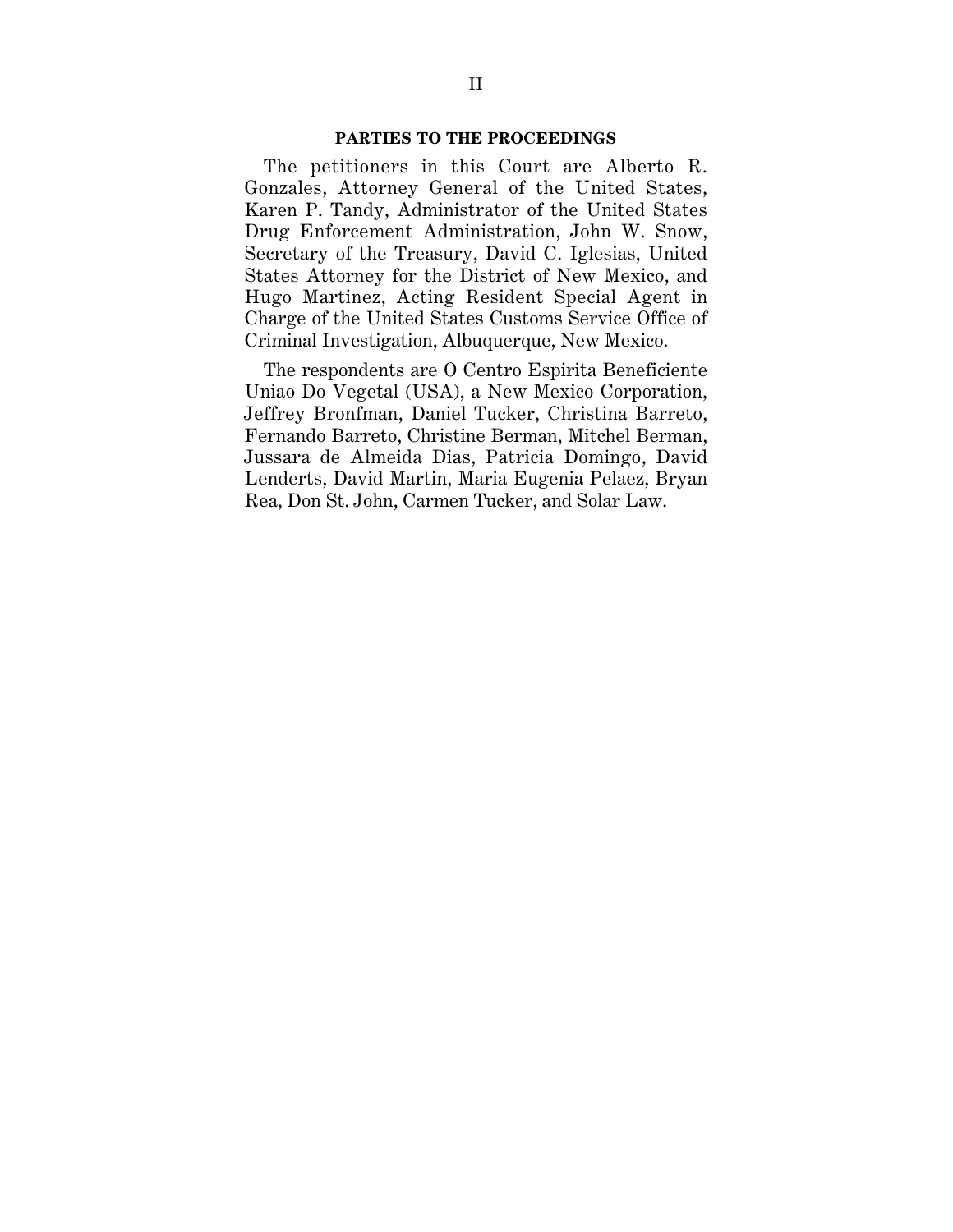## PARTIES TO THE PROCEEDINGS

The petitioners in this Court are Alberto R. Gonzales, Attorney General of the United States, Karen P. Tandy, Administrator of the United States Drug Enforcement Administration, John W. Snow, Secretary of the Treasury, David C. Iglesias, United States Attorney for the District of New Mexico, and Hugo Martinez, Acting Resident Special Agent in Charge of the United States Customs Service Office of Criminal Investigation, Albuquerque, New Mexico.

The respondents are O Centro Espirita Beneficiente Uniao Do Vegetal (USA), a New Mexico Corporation, Jeffrey Bronfman, Daniel Tucker, Christina Barreto, Fernando Barreto, Christine Berman, Mitchel Berman, Jussara de Almeida Dias, Patricia Domingo, David Lenderts, David Martin, Maria Eugenia Pelaez, Bryan Rea, Don St. John, Carmen Tucker, and Solar Law.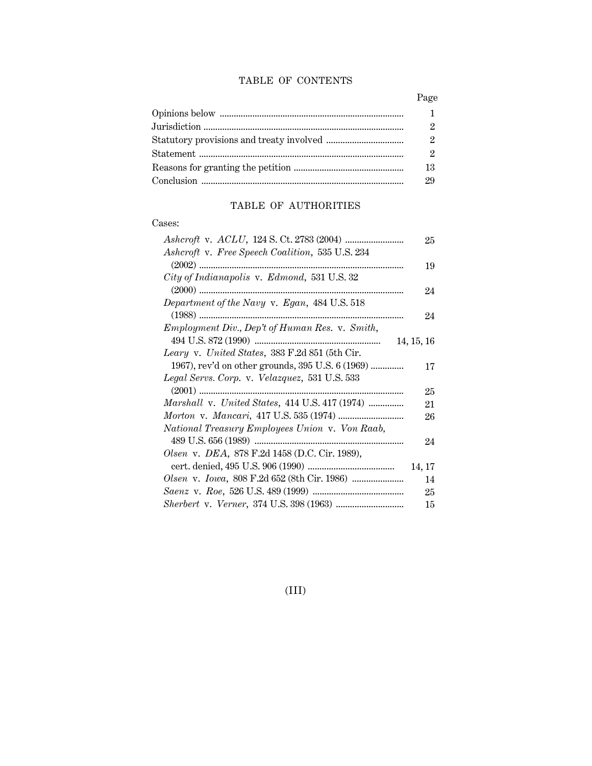## TABLE OF CONTENTS

| | Page |
|---|---|
| Opinions below | 1 |
| Jurisdiction | 2 |
| Statutory provisions and treaty involved | 2 |
| Statement | 2 |
| Reasons for granting the petition | 13 |
| Conclusion | 29 |

## TABLE OF AUTHORITIES

Cases:

| | Page |
|---|---|
| *Ashcroft* v. *ACLU*, 124 S. Ct. 2783 (2004) | 25 |
| *Ashcroft* v. *Free Speech Coalition*, 535 U.S. 234 (2002) | 19 |
| *City of Indianapolis* v. *Edmond*, 531 U.S. 32 (2000) | 24 |
| *Department of the Navy* v. *Egan*, 484 U.S. 518 (1988) | 24 |
| *Employment Div., Dep't of Human Res.* v. *Smith*, 494 U.S. 872 (1990) | 14, 15, 16 |
| *Leary* v. *United States*, 383 F.2d 851 (5th Cir. 1967), rev'd on other grounds, 395 U.S. 6 (1969) | 17 |
| *Legal Servs. Corp.* v. *Velazquez*, 531 U.S. 533 (2001) | 25 |
| *Marshall* v. *United States*, 414 U.S. 417 (1974) | 21 |
| *Morton* v. *Mancari*, 417 U.S. 535 (1974) | 26 |
| *National Treasury Employees Union* v. *Von Raab*, 489 U.S. 656 (1989) | 24 |
| *Olsen* v. *DEA*, 878 F.2d 1458 (D.C. Cir. 1989), cert. denied, 495 U.S. 906 (1990) | 14, 17 |
| *Olsen* v. *Iowa*, 808 F.2d 652 (8th Cir. 1986) | 14 |
| *Saenz* v. *Roe*, 526 U.S. 489 (1999) | 25 |
| *Sherbert* v. *Verner*, 374 U.S. 398 (1963) | 15 |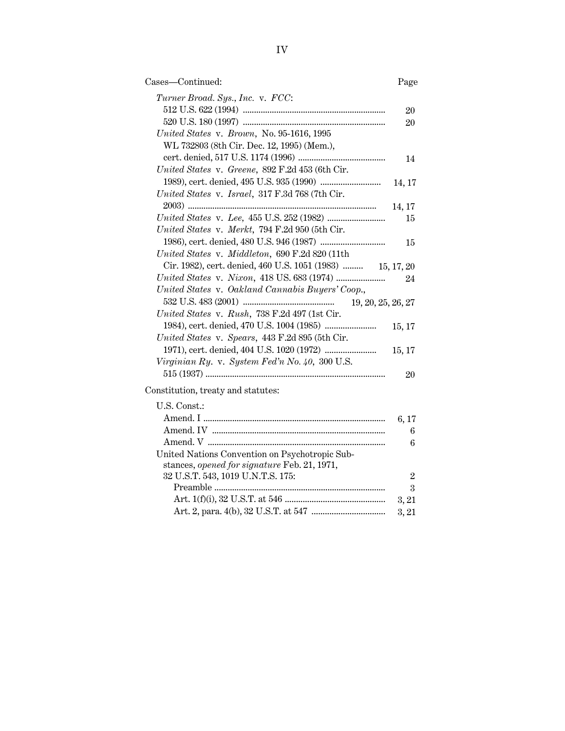Cases—Continued: Page

*Turner Broad. Sys., Inc.* v. *FCC*:
 512 U.S. 622 (1994) .......... 20
 520 U.S. 180 (1997) .......... 20

*United States* v. *Brown*, No. 95-1616, 1995 WL 732803 (8th Cir. Dec. 12, 1995) (Mem.), cert. denied, 517 U.S. 1174 (1996) .......... 14

*United States* v. *Greene*, 892 F.2d 453 (6th Cir. 1989), cert. denied, 495 U.S. 935 (1990) .......... 14, 17

*United States* v. *Israel*, 317 F.3d 768 (7th Cir. 2003) .......... 14, 17

*United States* v. *Lee*, 455 U.S. 252 (1982) .......... 15

*United States* v. *Merkt*, 794 F.2d 950 (5th Cir. 1986), cert. denied, 480 U.S. 946 (1987) .......... 15

*United States* v. *Middleton*, 690 F.2d 820 (11th Cir. 1982), cert. denied, 460 U.S. 1051 (1983) .......... 15, 17, 20

*United States* v. *Nixon*, 418 US. 683 (1974) .......... 24

*United States* v. *Oakland Cannabis Buyers' Coop.*, 532 U.S. 483 (2001) .......... 19, 20, 25, 26, 27

*United States* v. *Rush*, 738 F.2d 497 (1st Cir. 1984), cert. denied, 470 U.S. 1004 (1985) .......... 15, 17

*United States* v. *Spears*, 443 F.2d 895 (5th Cir. 1971), cert. denied, 404 U.S. 1020 (1972) .......... 15, 17

*Virginian Ry.* v. *System Fed'n No. 40*, 300 U.S. 515 (1937) .......... 20

Constitution, treaty and statutes:

U.S. Const.:
 Amend. I .......... 6, 17
 Amend. IV .......... 6
 Amend. V .......... 6

United Nations Convention on Psychotropic Substances, *opened for signature* Feb. 21, 1971, 32 U.S.T. 543, 1019 U.N.T.S. 175: .......... 2
 Preamble .......... 3
 Art. 1(f)(i), 32 U.S.T. at 546 .......... 3, 21
 Art. 2, para. 4(b), 32 U.S.T. at 547 .......... 3, 21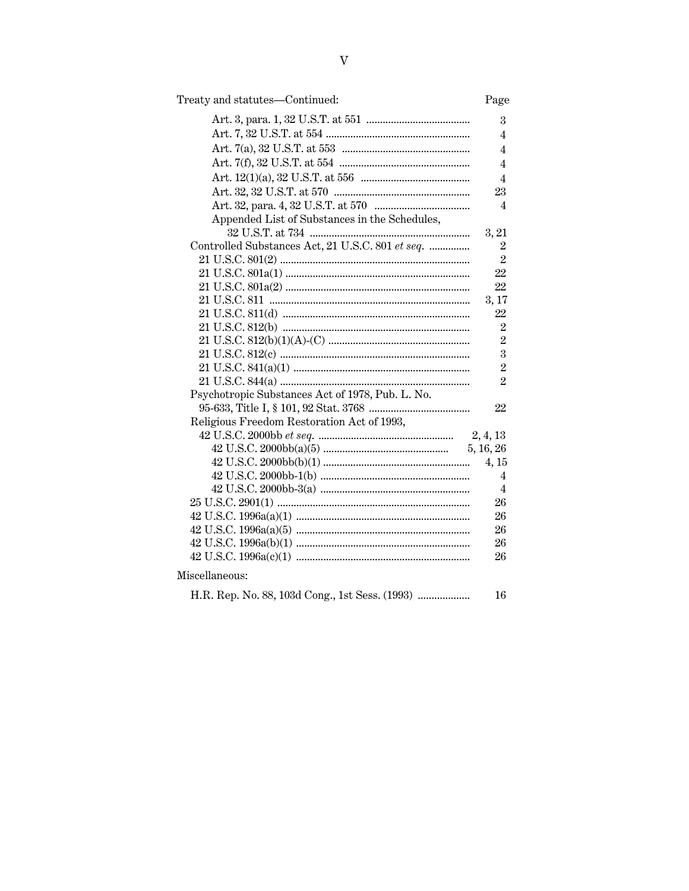| Treaty and statutes—Continued: | Page |
|---|---|
| Art. 3, para. 1, 32 U.S.T. at 551 | 3 |
| Art. 7, 32 U.S.T. at 554 | 4 |
| Art. 7(a), 32 U.S.T. at 553 | 4 |
| Art. 7(f), 32 U.S.T. at 554 | 4 |
| Art. 12(1)(a), 32 U.S.T. at 556 | 4 |
| Art. 32, 32 U.S.T. at 570 | 23 |
| Art. 32, para. 4, 32 U.S.T. at 570 | 4 |
| Appended List of Substances in the Schedules, 32 U.S.T. at 734 | 3, 21 |
| Controlled Substances Act, 21 U.S.C. 801 *et seq.* | 2 |
| 21 U.S.C. 801(2) | 2 |
| 21 U.S.C. 801a(1) | 22 |
| 21 U.S.C. 801a(2) | 22 |
| 21 U.S.C. 811 | 3, 17 |
| 21 U.S.C. 811(d) | 22 |
| 21 U.S.C. 812(b) | 2 |
| 21 U.S.C. 812(b)(1)(A)-(C) | 2 |
| 21 U.S.C. 812(c) | 3 |
| 21 U.S.C. 841(a)(1) | 2 |
| 21 U.S.C. 844(a) | 2 |
| Psychotropic Substances Act of 1978, Pub. L. No. 95-633, Title I, § 101, 92 Stat. 3768 | 22 |
| Religious Freedom Restoration Act of 1993, 42 U.S.C. 2000bb *et seq.* | 2, 4, 13 |
| 42 U.S.C. 2000bb(a)(5) | 5, 16, 26 |
| 42 U.S.C. 2000bb(b)(1) | 4, 15 |
| 42 U.S.C. 2000bb-1(b) | 4 |
| 42 U.S.C. 2000bb-3(a) | 4 |
| 25 U.S.C. 2901(1) | 26 |
| 42 U.S.C. 1996a(a)(1) | 26 |
| 42 U.S.C. 1996a(a)(5) | 26 |
| 42 U.S.C. 1996a(b)(1) | 26 |
| 42 U.S.C. 1996a(c)(1) | 26 |

| Miscellaneous: | |
|---|---|
| H.R. Rep. No. 88, 103d Cong., 1st Sess. (1993) | 16 |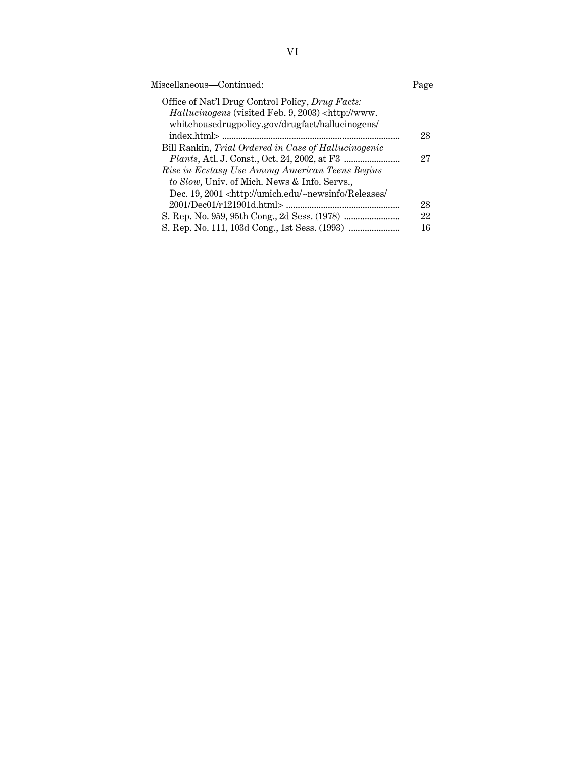Miscellaneous—Continued: Page

Office of Nat'l Drug Control Policy, *Drug Facts: Hallucinogens* (visited Feb. 9, 2003) <http://www.whitehousedrugpolicy.gov/drugfact/hallucinogens/index.html> .......... 28

Bill Rankin, *Trial Ordered in Case of Hallucinogenic Plants*, Atl. J. Const., Oct. 24, 2002, at F3 .......... 27

*Rise in Ecstasy Use Among American Teens Begins to Slow*, Univ. of Mich. News & Info. Servs., Dec. 19, 2001 <http://umich.edu/~newsinfo/Releases/2001/Dec01/r121901d.html> .......... 28

S. Rep. No. 959, 95th Cong., 2d Sess. (1978) .......... 22

S. Rep. No. 111, 103d Cong., 1st Sess. (1993) .......... 16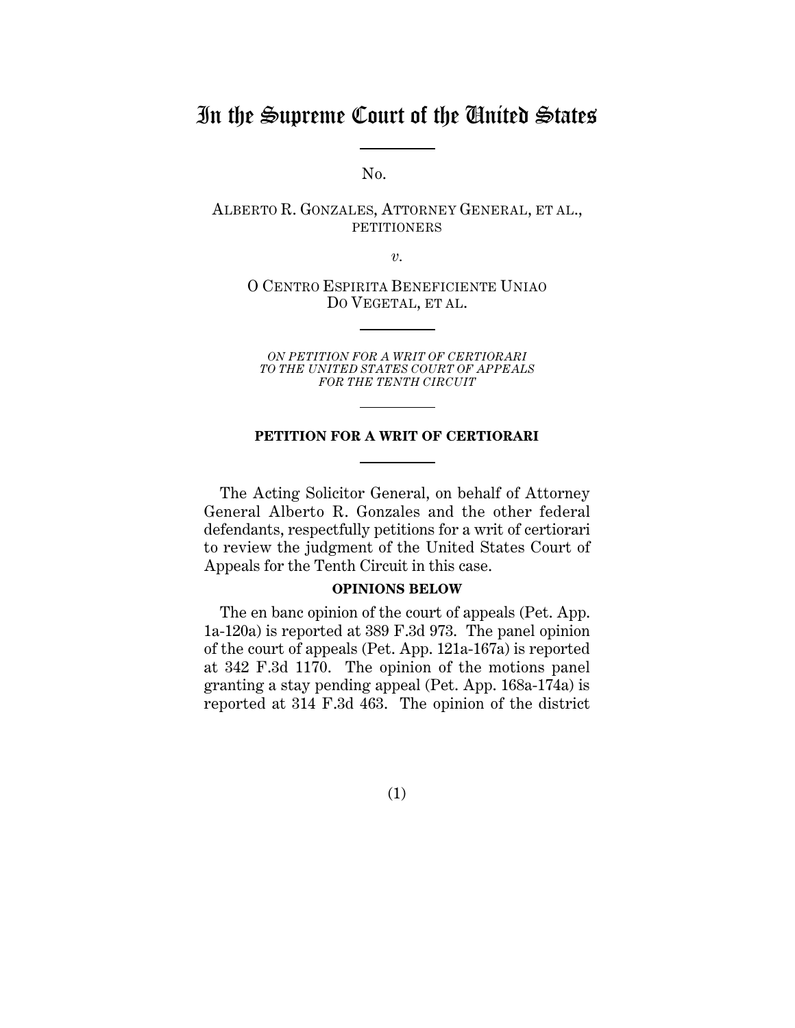# In the Supreme Court of the United States

No.

ALBERTO R. GONZALES, ATTORNEY GENERAL, ET AL., PETITIONERS

*v.*

O CENTRO ESPIRITA BENEFICIENTE UNIAO DO VEGETAL, ET AL.

*ON PETITION FOR A WRIT OF CERTIORARI TO THE UNITED STATES COURT OF APPEALS FOR THE TENTH CIRCUIT*

**PETITION FOR A WRIT OF CERTIORARI**

The Acting Solicitor General, on behalf of Attorney General Alberto R. Gonzales and the other federal defendants, respectfully petitions for a writ of certiorari to review the judgment of the United States Court of Appeals for the Tenth Circuit in this case.

**OPINIONS BELOW**

The en banc opinion of the court of appeals (Pet. App. 1a-120a) is reported at 389 F.3d 973. The panel opinion of the court of appeals (Pet. App. 121a-167a) is reported at 342 F.3d 1170. The opinion of the motions panel granting a stay pending appeal (Pet. App. 168a-174a) is reported at 314 F.3d 463. The opinion of the district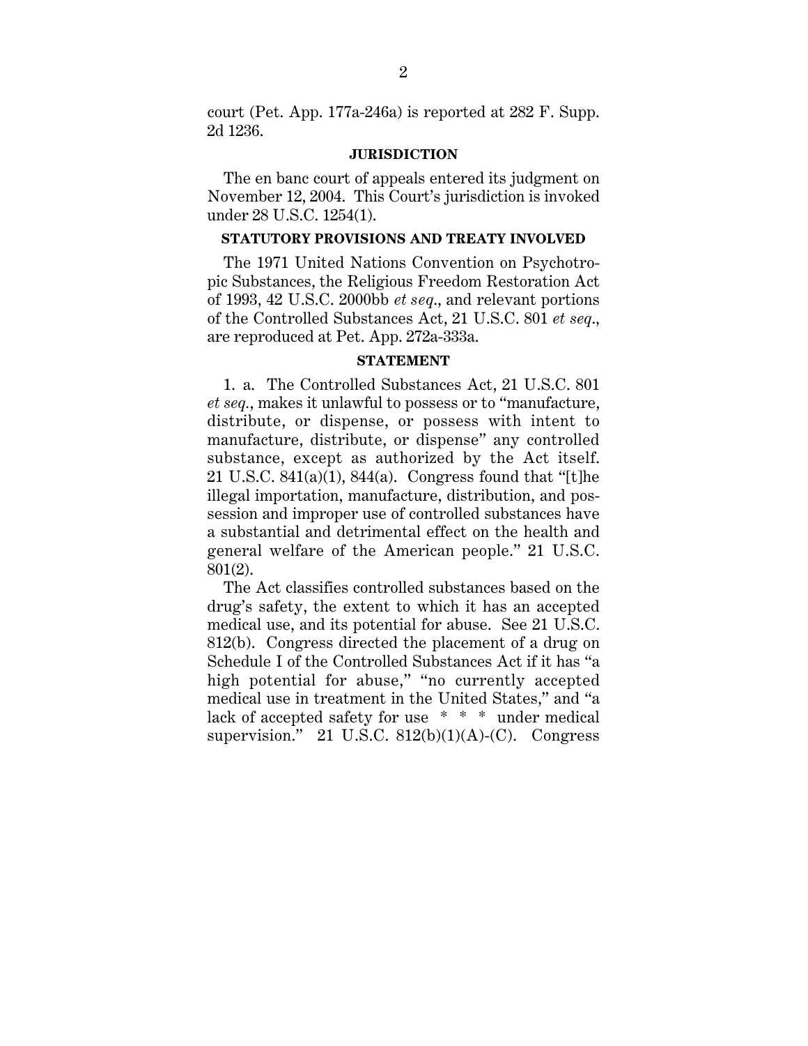court (Pet. App. 177a-246a) is reported at 282 F. Supp. 2d 1236.

## JURISDICTION

The en banc court of appeals entered its judgment on November 12, 2004. This Court's jurisdiction is invoked under 28 U.S.C. 1254(1).

## STATUTORY PROVISIONS AND TREATY INVOLVED

The 1971 United Nations Convention on Psychotropic Substances, the Religious Freedom Restoration Act of 1993, 42 U.S.C. 2000bb *et seq.*, and relevant portions of the Controlled Substances Act, 21 U.S.C. 801 *et seq.*, are reproduced at Pet. App. 272a-333a.

## STATEMENT

1. a. The Controlled Substances Act, 21 U.S.C. 801 *et seq.*, makes it unlawful to possess or to "manufacture, distribute, or dispense, or possess with intent to manufacture, distribute, or dispense" any controlled substance, except as authorized by the Act itself. 21 U.S.C. 841(a)(1), 844(a). Congress found that "[t]he illegal importation, manufacture, distribution, and possession and improper use of controlled substances have a substantial and detrimental effect on the health and general welfare of the American people." 21 U.S.C. 801(2).

The Act classifies controlled substances based on the drug's safety, the extent to which it has an accepted medical use, and its potential for abuse. See 21 U.S.C. 812(b). Congress directed the placement of a drug on Schedule I of the Controlled Substances Act if it has "a high potential for abuse," "no currently accepted medical use in treatment in the United States," and "a lack of accepted safety for use * * * under medical supervision." 21 U.S.C. 812(b)(1)(A)-(C). Congress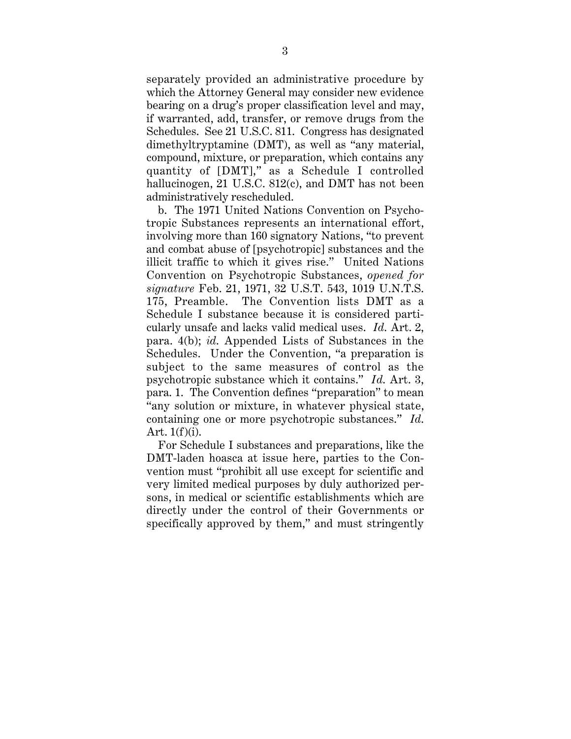separately provided an administrative procedure by which the Attorney General may consider new evidence bearing on a drug's proper classification level and may, if warranted, add, transfer, or remove drugs from the Schedules. See 21 U.S.C. 811. Congress has designated dimethyltryptamine (DMT), as well as "any material, compound, mixture, or preparation, which contains any quantity of [DMT]," as a Schedule I controlled hallucinogen, 21 U.S.C. 812(c), and DMT has not been administratively rescheduled.

b. The 1971 United Nations Convention on Psychotropic Substances represents an international effort, involving more than 160 signatory Nations, "to prevent and combat abuse of [psychotropic] substances and the illicit traffic to which it gives rise." United Nations Convention on Psychotropic Substances, *opened for signature* Feb. 21, 1971, 32 U.S.T. 543, 1019 U.N.T.S. 175, Preamble. The Convention lists DMT as a Schedule I substance because it is considered particularly unsafe and lacks valid medical uses. *Id.* Art. 2, para. 4(b); *id.* Appended Lists of Substances in the Schedules. Under the Convention, "a preparation is subject to the same measures of control as the psychotropic substance which it contains." *Id.* Art. 3, para. 1. The Convention defines "preparation" to mean "any solution or mixture, in whatever physical state, containing one or more psychotropic substances." *Id.* Art. 1(f)(i).

For Schedule I substances and preparations, like the DMT-laden hoasca at issue here, parties to the Convention must "prohibit all use except for scientific and very limited medical purposes by duly authorized persons, in medical or scientific establishments which are directly under the control of their Governments or specifically approved by them," and must stringently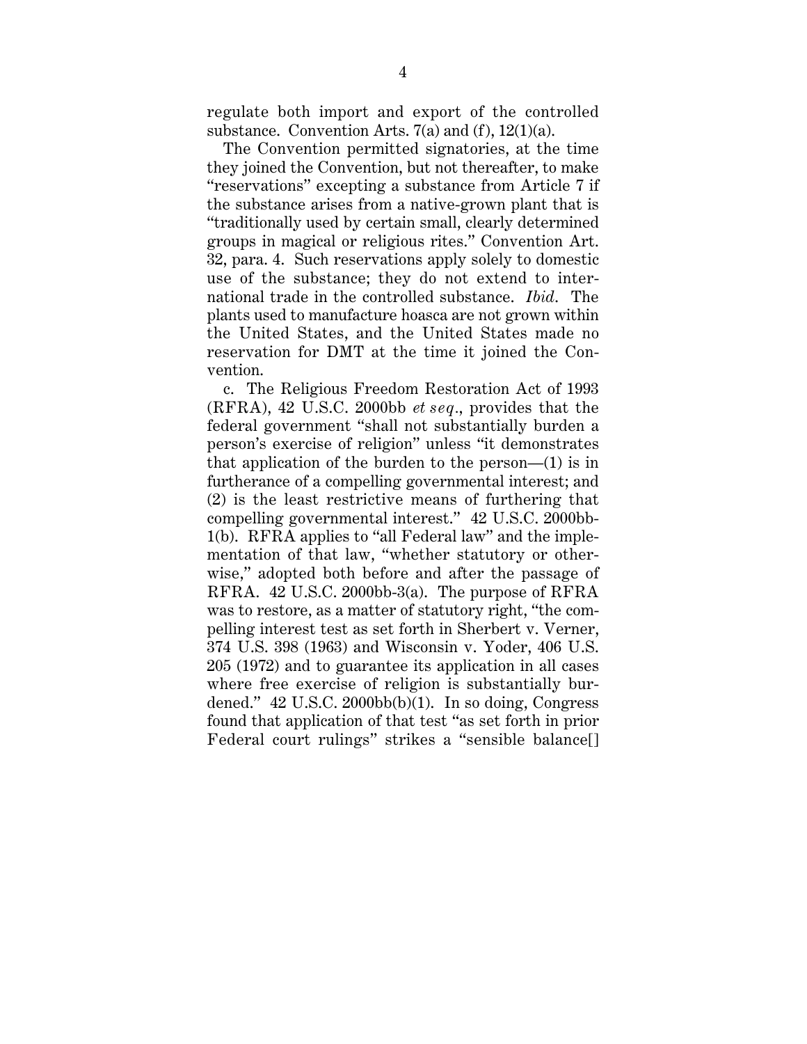regulate both import and export of the controlled substance. Convention Arts. 7(a) and (f), 12(1)(a).

The Convention permitted signatories, at the time they joined the Convention, but not thereafter, to make "reservations" excepting a substance from Article 7 if the substance arises from a native-grown plant that is "traditionally used by certain small, clearly determined groups in magical or religious rites." Convention Art. 32, para. 4. Such reservations apply solely to domestic use of the substance; they do not extend to international trade in the controlled substance. *Ibid*. The plants used to manufacture hoasca are not grown within the United States, and the United States made no reservation for DMT at the time it joined the Convention.

c. The Religious Freedom Restoration Act of 1993 (RFRA), 42 U.S.C. 2000bb *et seq*., provides that the federal government "shall not substantially burden a person's exercise of religion" unless "it demonstrates that application of the burden to the person—(1) is in furtherance of a compelling governmental interest; and (2) is the least restrictive means of furthering that compelling governmental interest." 42 U.S.C. 2000bb-1(b). RFRA applies to "all Federal law" and the implementation of that law, "whether statutory or otherwise," adopted both before and after the passage of RFRA. 42 U.S.C. 2000bb-3(a). The purpose of RFRA was to restore, as a matter of statutory right, "the compelling interest test as set forth in Sherbert v. Verner, 374 U.S. 398 (1963) and Wisconsin v. Yoder, 406 U.S. 205 (1972) and to guarantee its application in all cases where free exercise of religion is substantially burdened." 42 U.S.C. 2000bb(b)(1). In so doing, Congress found that application of that test "as set forth in prior Federal court rulings" strikes a "sensible balance[]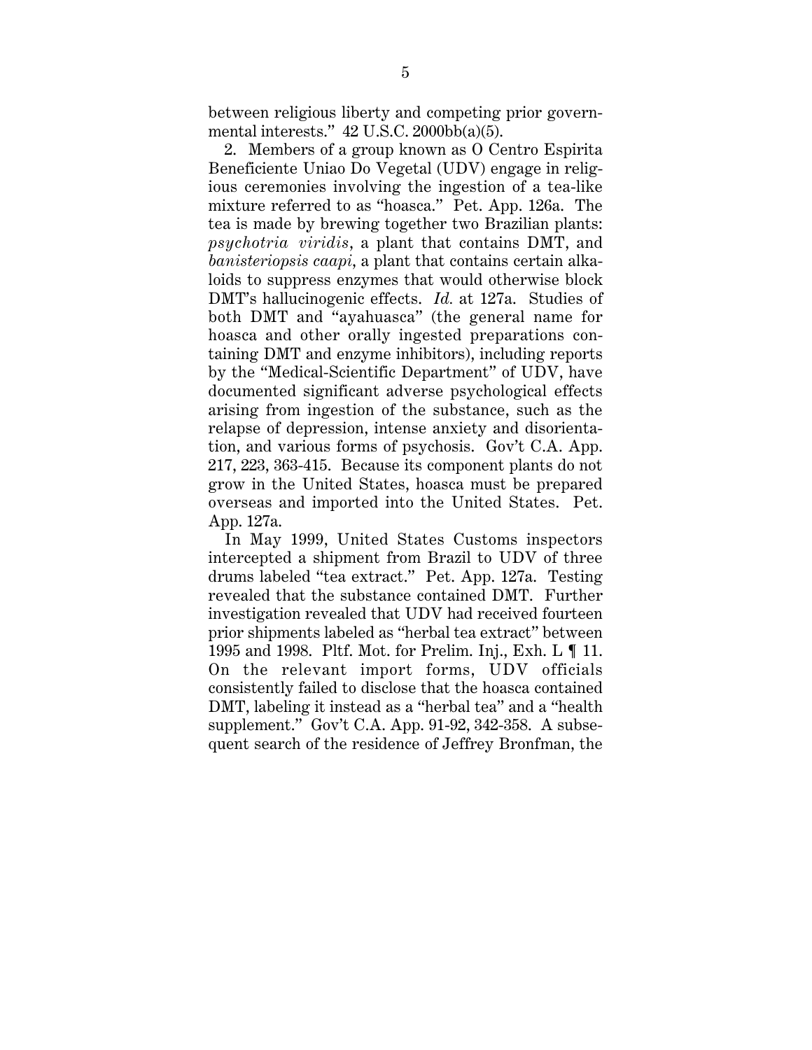between religious liberty and competing prior governmental interests." 42 U.S.C. 2000bb(a)(5).

2. Members of a group known as O Centro Espirita Beneficiente Uniao Do Vegetal (UDV) engage in religious ceremonies involving the ingestion of a tea-like mixture referred to as "hoasca." Pet. App. 126a. The tea is made by brewing together two Brazilian plants: *psychotria viridis*, a plant that contains DMT, and *banisteriopsis caapi*, a plant that contains certain alkaloids to suppress enzymes that would otherwise block DMT's hallucinogenic effects. *Id.* at 127a. Studies of both DMT and "ayahuasca" (the general name for hoasca and other orally ingested preparations containing DMT and enzyme inhibitors), including reports by the "Medical-Scientific Department" of UDV, have documented significant adverse psychological effects arising from ingestion of the substance, such as the relapse of depression, intense anxiety and disorientation, and various forms of psychosis. Gov't C.A. App. 217, 223, 363-415. Because its component plants do not grow in the United States, hoasca must be prepared overseas and imported into the United States. Pet. App. 127a.

In May 1999, United States Customs inspectors intercepted a shipment from Brazil to UDV of three drums labeled "tea extract." Pet. App. 127a. Testing revealed that the substance contained DMT. Further investigation revealed that UDV had received fourteen prior shipments labeled as "herbal tea extract" between 1995 and 1998. Pltf. Mot. for Prelim. Inj., Exh. L ¶ 11. On the relevant import forms, UDV officials consistently failed to disclose that the hoasca contained DMT, labeling it instead as a "herbal tea" and a "health supplement." Gov't C.A. App. 91-92, 342-358. A subsequent search of the residence of Jeffrey Bronfman, the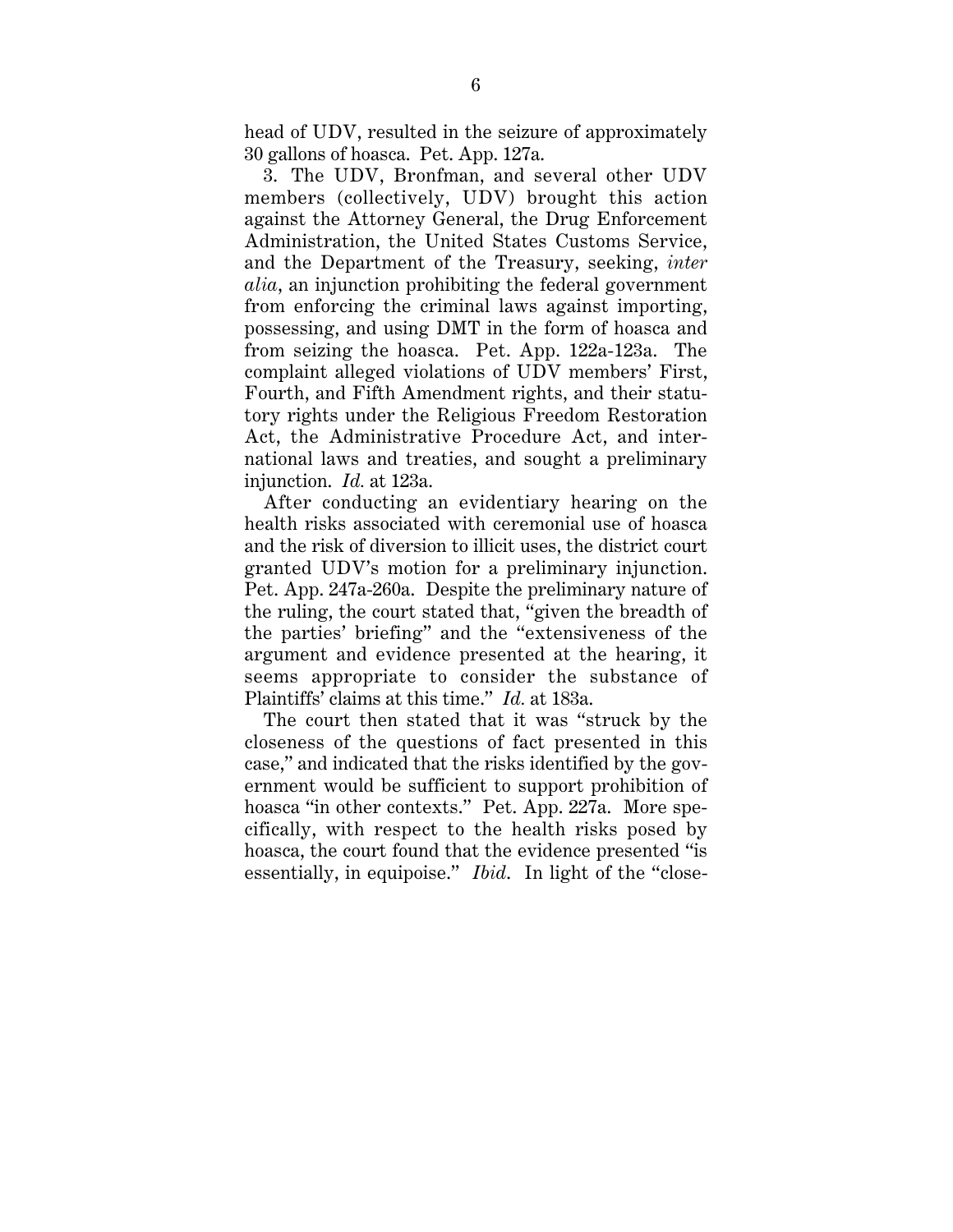head of UDV, resulted in the seizure of approximately 30 gallons of hoasca. Pet. App. 127a.

3. The UDV, Bronfman, and several other UDV members (collectively, UDV) brought this action against the Attorney General, the Drug Enforcement Administration, the United States Customs Service, and the Department of the Treasury, seeking, *inter alia*, an injunction prohibiting the federal government from enforcing the criminal laws against importing, possessing, and using DMT in the form of hoasca and from seizing the hoasca. Pet. App. 122a-123a. The complaint alleged violations of UDV members' First, Fourth, and Fifth Amendment rights, and their statutory rights under the Religious Freedom Restoration Act, the Administrative Procedure Act, and international laws and treaties, and sought a preliminary injunction. *Id.* at 123a.

After conducting an evidentiary hearing on the health risks associated with ceremonial use of hoasca and the risk of diversion to illicit uses, the district court granted UDV's motion for a preliminary injunction. Pet. App. 247a-260a. Despite the preliminary nature of the ruling, the court stated that, "given the breadth of the parties' briefing" and the "extensiveness of the argument and evidence presented at the hearing, it seems appropriate to consider the substance of Plaintiffs' claims at this time." *Id.* at 183a.

The court then stated that it was "struck by the closeness of the questions of fact presented in this case," and indicated that the risks identified by the government would be sufficient to support prohibition of hoasca "in other contexts." Pet. App. 227a. More specifically, with respect to the health risks posed by hoasca, the court found that the evidence presented "is essentially, in equipoise." *Ibid*. In light of the "close-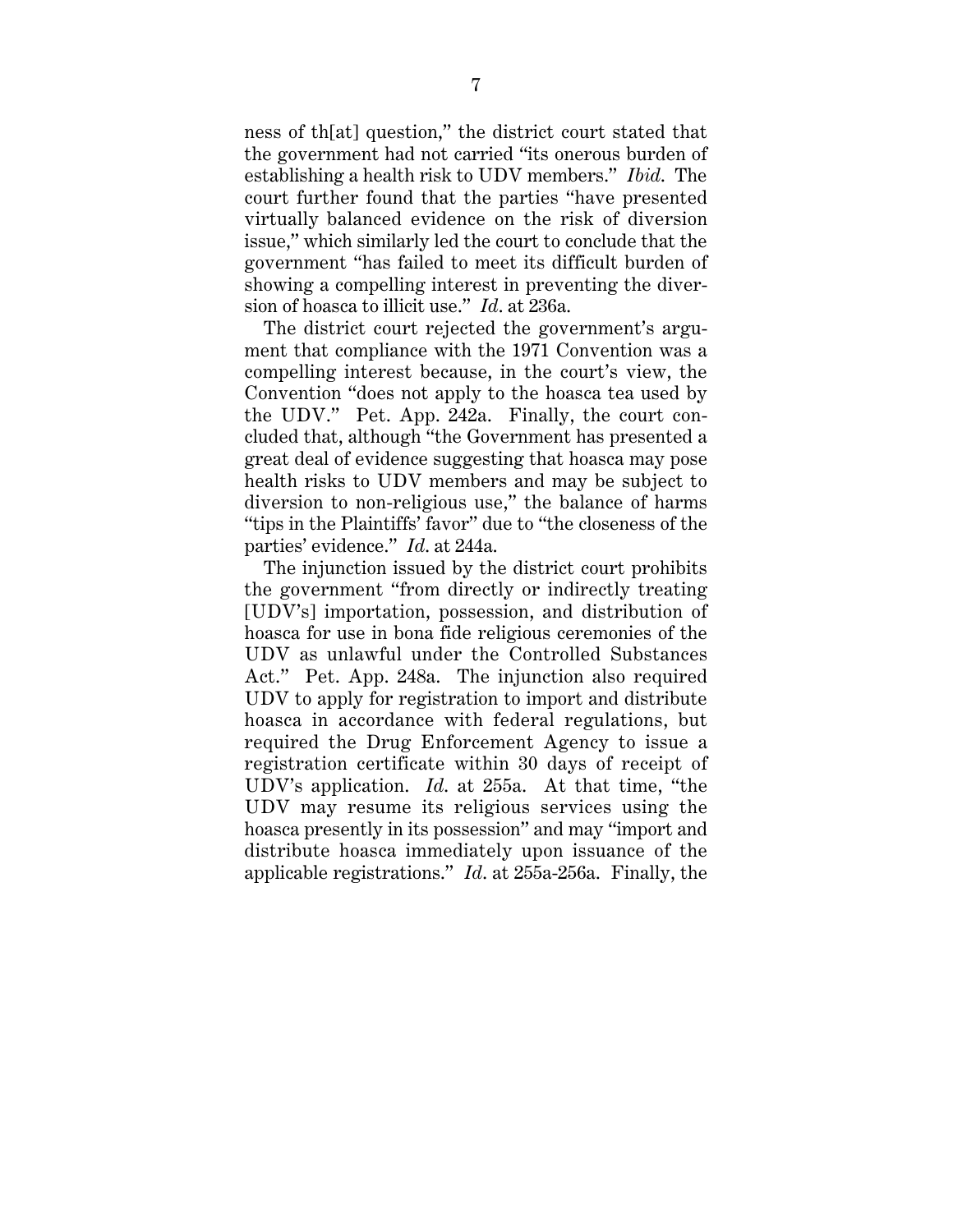ness of th[at] question," the district court stated that the government had not carried "its onerous burden of establishing a health risk to UDV members." *Ibid.* The court further found that the parties "have presented virtually balanced evidence on the risk of diversion issue," which similarly led the court to conclude that the government "has failed to meet its difficult burden of showing a compelling interest in preventing the diversion of hoasca to illicit use." *Id.* at 236a.

The district court rejected the government's argument that compliance with the 1971 Convention was a compelling interest because, in the court's view, the Convention "does not apply to the hoasca tea used by the UDV." Pet. App. 242a. Finally, the court concluded that, although "the Government has presented a great deal of evidence suggesting that hoasca may pose health risks to UDV members and may be subject to diversion to non-religious use," the balance of harms "tips in the Plaintiffs' favor" due to "the closeness of the parties' evidence." *Id.* at 244a.

The injunction issued by the district court prohibits the government "from directly or indirectly treating [UDV's] importation, possession, and distribution of hoasca for use in bona fide religious ceremonies of the UDV as unlawful under the Controlled Substances Act." Pet. App. 248a. The injunction also required UDV to apply for registration to import and distribute hoasca in accordance with federal regulations, but required the Drug Enforcement Agency to issue a registration certificate within 30 days of receipt of UDV's application. *Id.* at 255a. At that time, "the UDV may resume its religious services using the hoasca presently in its possession" and may "import and distribute hoasca immediately upon issuance of the applicable registrations." *Id.* at 255a-256a. Finally, the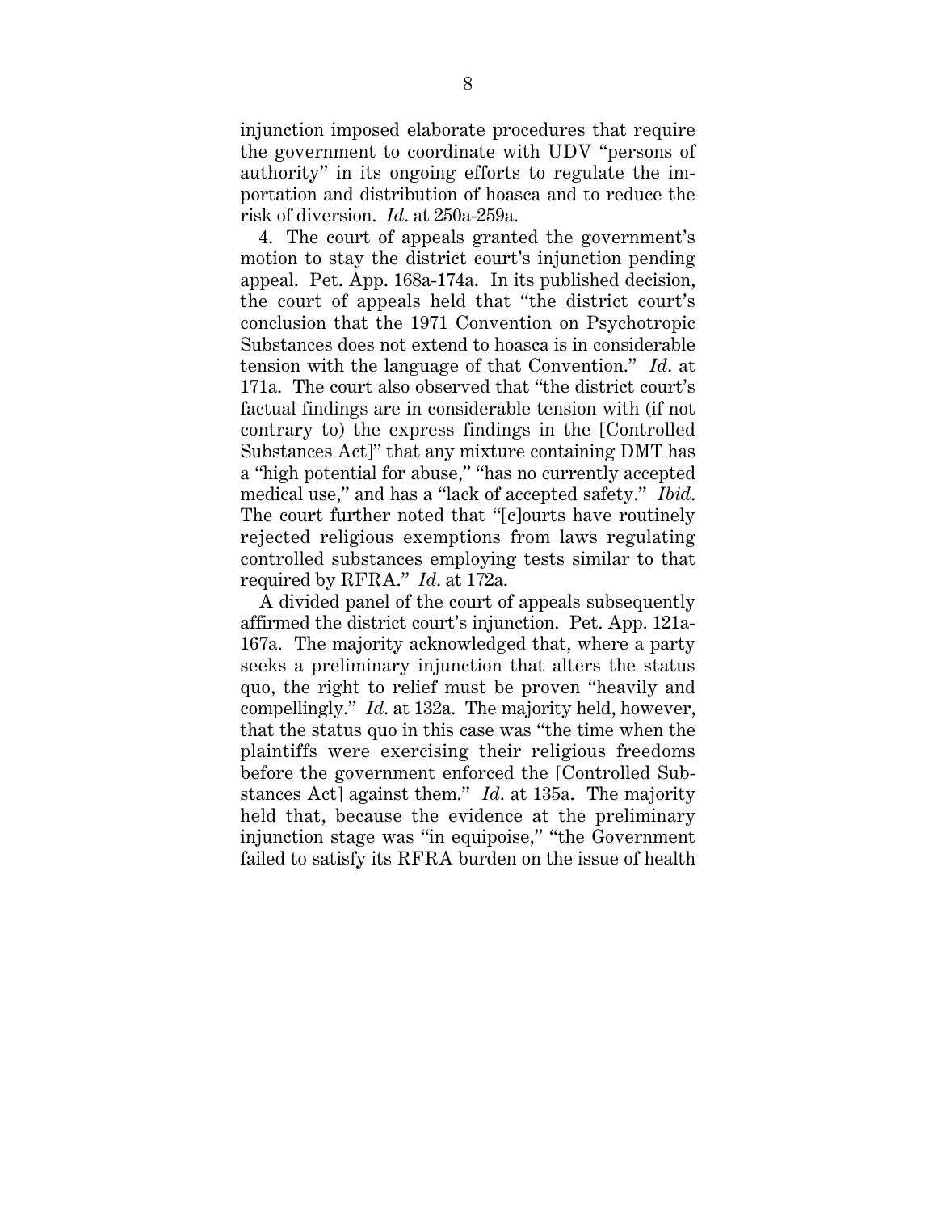injunction imposed elaborate procedures that require the government to coordinate with UDV "persons of authority" in its ongoing efforts to regulate the importation and distribution of hoasca and to reduce the risk of diversion. *Id.* at 250a-259a.

4. The court of appeals granted the government's motion to stay the district court's injunction pending appeal. Pet. App. 168a-174a. In its published decision, the court of appeals held that "the district court's conclusion that the 1971 Convention on Psychotropic Substances does not extend to hoasca is in considerable tension with the language of that Convention." *Id.* at 171a. The court also observed that "the district court's factual findings are in considerable tension with (if not contrary to) the express findings in the [Controlled Substances Act]" that any mixture containing DMT has a "high potential for abuse," "has no currently accepted medical use," and has a "lack of accepted safety." *Ibid.* The court further noted that "[c]ourts have routinely rejected religious exemptions from laws regulating controlled substances employing tests similar to that required by RFRA." *Id.* at 172a.

A divided panel of the court of appeals subsequently affirmed the district court's injunction. Pet. App. 121a-167a. The majority acknowledged that, where a party seeks a preliminary injunction that alters the status quo, the right to relief must be proven "heavily and compellingly." *Id.* at 132a. The majority held, however, that the status quo in this case was "the time when the plaintiffs were exercising their religious freedoms before the government enforced the [Controlled Substances Act] against them." *Id.* at 135a. The majority held that, because the evidence at the preliminary injunction stage was "in equipoise," "the Government failed to satisfy its RFRA burden on the issue of health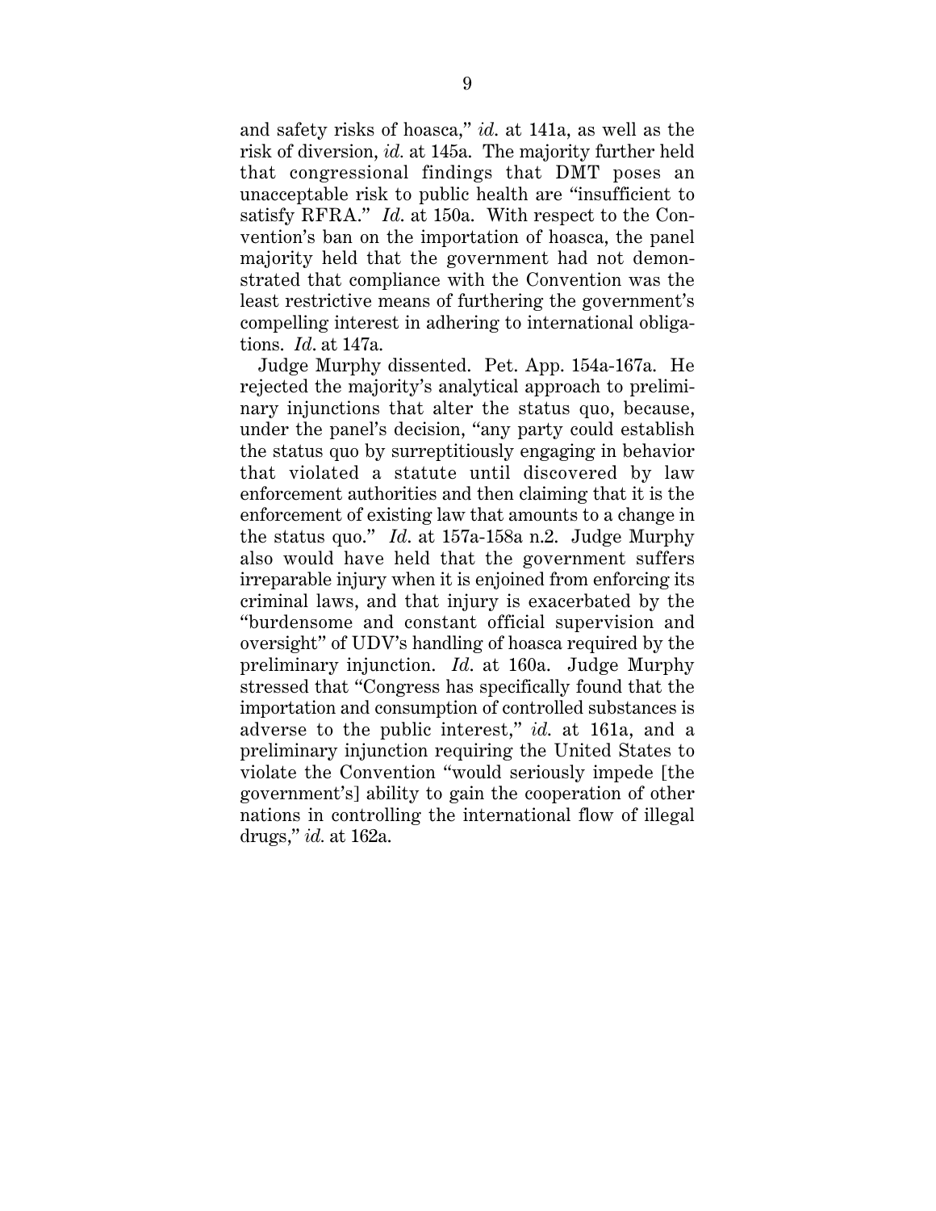and safety risks of hoasca," *id.* at 141a, as well as the risk of diversion, *id.* at 145a. The majority further held that congressional findings that DMT poses an unacceptable risk to public health are "insufficient to satisfy RFRA." *Id.* at 150a. With respect to the Convention's ban on the importation of hoasca, the panel majority held that the government had not demonstrated that compliance with the Convention was the least restrictive means of furthering the government's compelling interest in adhering to international obligations. *Id.* at 147a.

Judge Murphy dissented. Pet. App. 154a-167a. He rejected the majority's analytical approach to preliminary injunctions that alter the status quo, because, under the panel's decision, "any party could establish the status quo by surreptitiously engaging in behavior that violated a statute until discovered by law enforcement authorities and then claiming that it is the enforcement of existing law that amounts to a change in the status quo." *Id.* at 157a-158a n.2. Judge Murphy also would have held that the government suffers irreparable injury when it is enjoined from enforcing its criminal laws, and that injury is exacerbated by the "burdensome and constant official supervision and oversight" of UDV's handling of hoasca required by the preliminary injunction. *Id.* at 160a. Judge Murphy stressed that "Congress has specifically found that the importation and consumption of controlled substances is adverse to the public interest," *id.* at 161a, and a preliminary injunction requiring the United States to violate the Convention "would seriously impede [the government's] ability to gain the cooperation of other nations in controlling the international flow of illegal drugs," *id.* at 162a.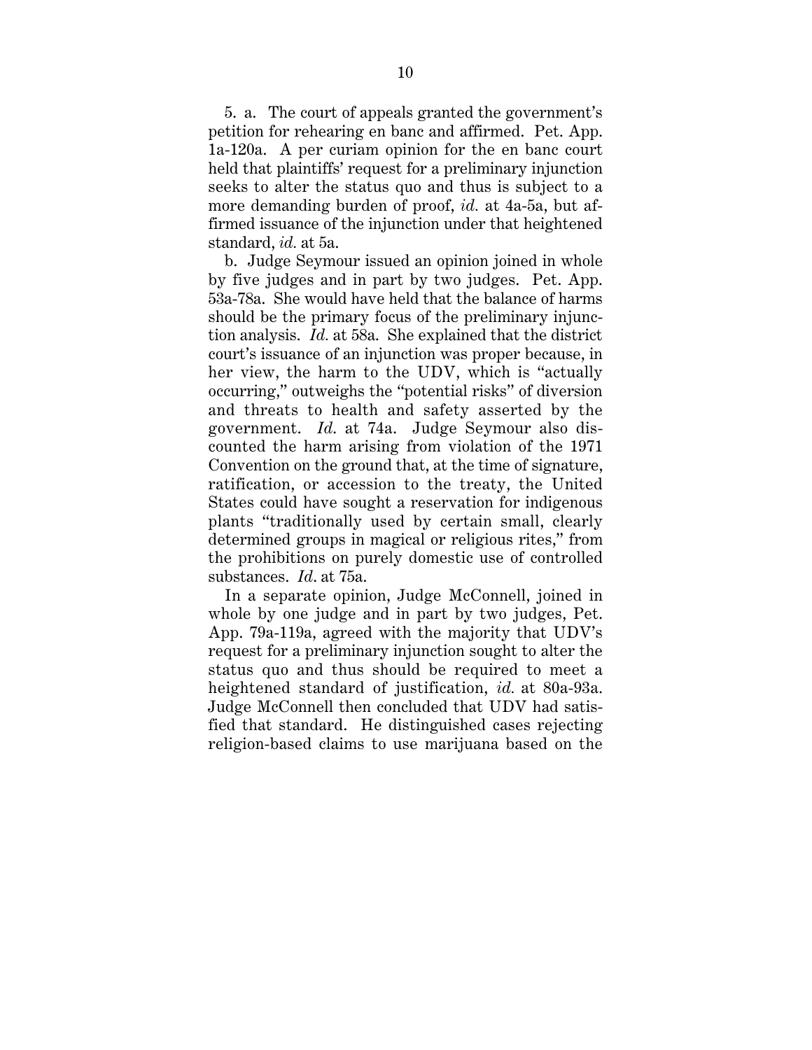5. a. The court of appeals granted the government's petition for rehearing en banc and affirmed. Pet. App. 1a-120a. A per curiam opinion for the en banc court held that plaintiffs' request for a preliminary injunction seeks to alter the status quo and thus is subject to a more demanding burden of proof, *id.* at 4a-5a, but affirmed issuance of the injunction under that heightened standard, *id.* at 5a.

b. Judge Seymour issued an opinion joined in whole by five judges and in part by two judges. Pet. App. 53a-78a. She would have held that the balance of harms should be the primary focus of the preliminary injunction analysis. *Id.* at 58a. She explained that the district court's issuance of an injunction was proper because, in her view, the harm to the UDV, which is "actually occurring," outweighs the "potential risks" of diversion and threats to health and safety asserted by the government. *Id.* at 74a. Judge Seymour also discounted the harm arising from violation of the 1971 Convention on the ground that, at the time of signature, ratification, or accession to the treaty, the United States could have sought a reservation for indigenous plants "traditionally used by certain small, clearly determined groups in magical or religious rites," from the prohibitions on purely domestic use of controlled substances. *Id.* at 75a.

In a separate opinion, Judge McConnell, joined in whole by one judge and in part by two judges, Pet. App. 79a-119a, agreed with the majority that UDV's request for a preliminary injunction sought to alter the status quo and thus should be required to meet a heightened standard of justification, *id.* at 80a-93a. Judge McConnell then concluded that UDV had satisfied that standard. He distinguished cases rejecting religion-based claims to use marijuana based on the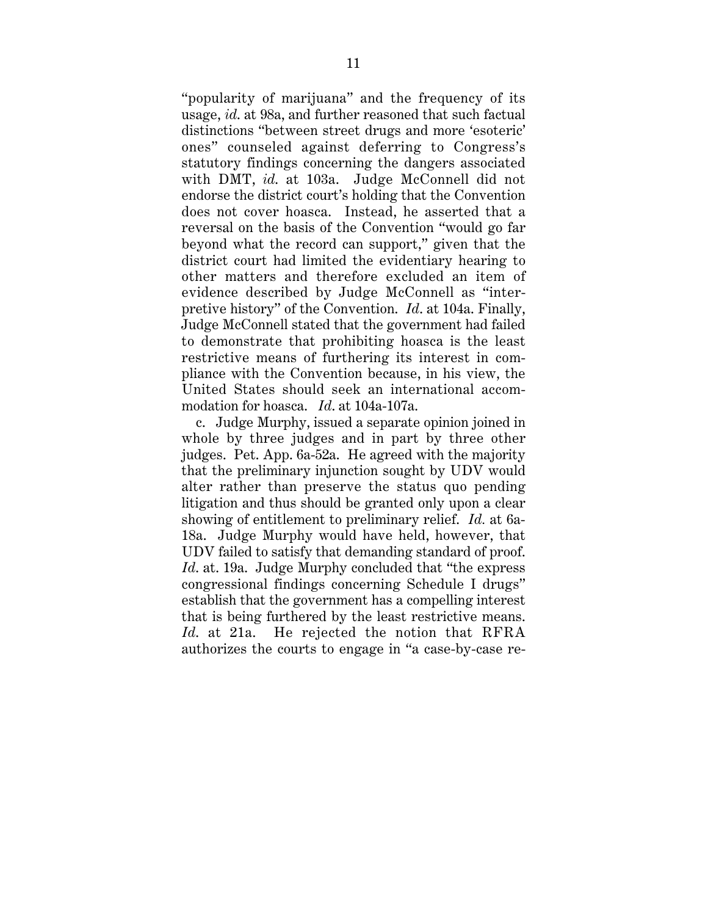"popularity of marijuana" and the frequency of its usage, *id.* at 98a, and further reasoned that such factual distinctions "between street drugs and more 'esoteric' ones" counseled against deferring to Congress's statutory findings concerning the dangers associated with DMT, *id.* at 103a. Judge McConnell did not endorse the district court's holding that the Convention does not cover hoasca. Instead, he asserted that a reversal on the basis of the Convention "would go far beyond what the record can support," given that the district court had limited the evidentiary hearing to other matters and therefore excluded an item of evidence described by Judge McConnell as "interpretive history" of the Convention. *Id.* at 104a. Finally, Judge McConnell stated that the government had failed to demonstrate that prohibiting hoasca is the least restrictive means of furthering its interest in compliance with the Convention because, in his view, the United States should seek an international accommodation for hoasca. *Id.* at 104a-107a.

c. Judge Murphy, issued a separate opinion joined in whole by three judges and in part by three other judges. Pet. App. 6a-52a. He agreed with the majority that the preliminary injunction sought by UDV would alter rather than preserve the status quo pending litigation and thus should be granted only upon a clear showing of entitlement to preliminary relief. *Id.* at 6a-18a. Judge Murphy would have held, however, that UDV failed to satisfy that demanding standard of proof. *Id.* at. 19a. Judge Murphy concluded that "the express congressional findings concerning Schedule I drugs" establish that the government has a compelling interest that is being furthered by the least restrictive means. *Id.* at 21a. He rejected the notion that RFRA authorizes the courts to engage in "a case-by-case re-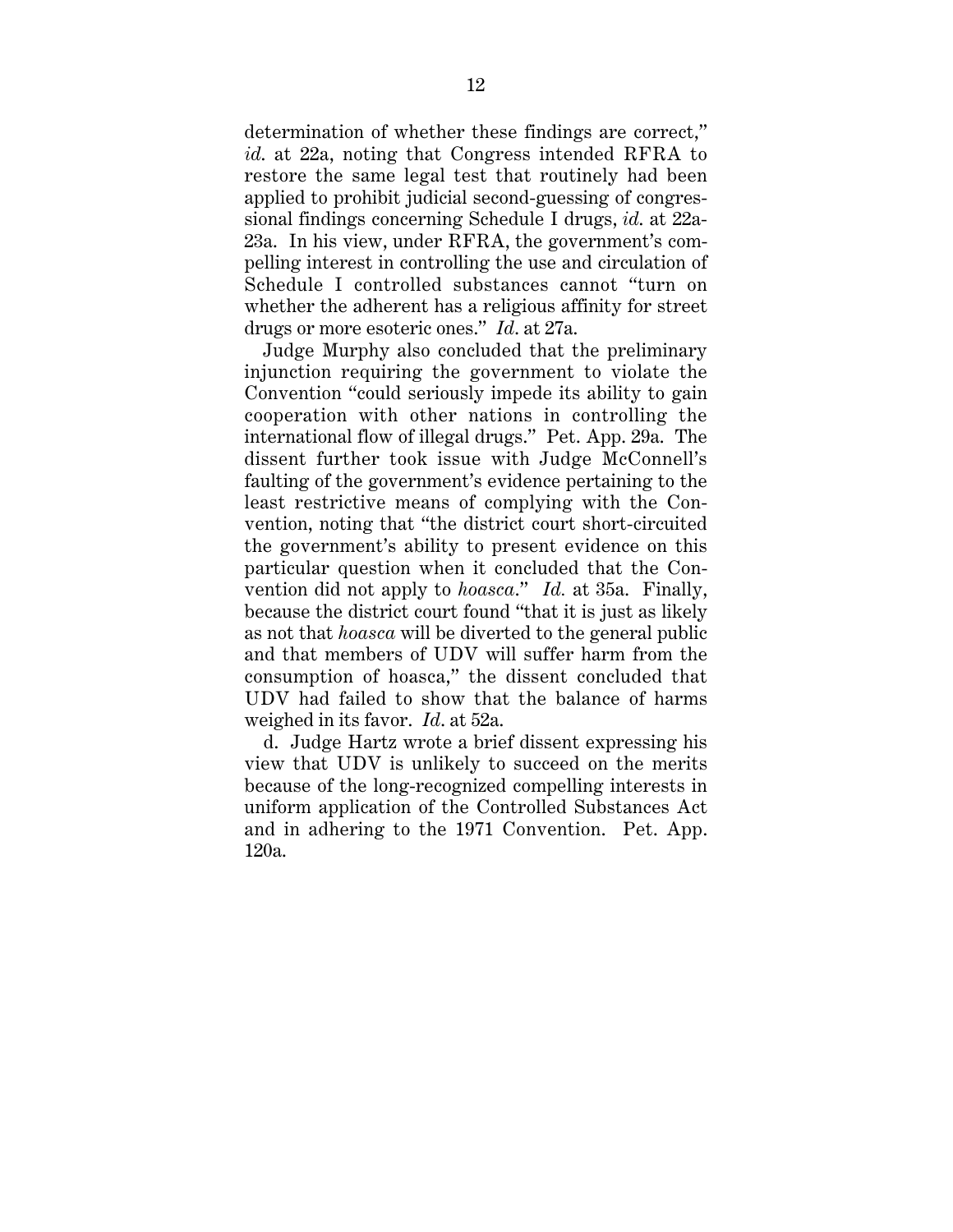determination of whether these findings are correct," *id.* at 22a, noting that Congress intended RFRA to restore the same legal test that routinely had been applied to prohibit judicial second-guessing of congressional findings concerning Schedule I drugs, *id.* at 22a-23a. In his view, under RFRA, the government's compelling interest in controlling the use and circulation of Schedule I controlled substances cannot "turn on whether the adherent has a religious affinity for street drugs or more esoteric ones." *Id*. at 27a.

Judge Murphy also concluded that the preliminary injunction requiring the government to violate the Convention "could seriously impede its ability to gain cooperation with other nations in controlling the international flow of illegal drugs." Pet. App. 29a. The dissent further took issue with Judge McConnell's faulting of the government's evidence pertaining to the least restrictive means of complying with the Convention, noting that "the district court short-circuited the government's ability to present evidence on this particular question when it concluded that the Convention did not apply to *hoasca*." *Id.* at 35a. Finally, because the district court found "that it is just as likely as not that *hoasca* will be diverted to the general public and that members of UDV will suffer harm from the consumption of hoasca," the dissent concluded that UDV had failed to show that the balance of harms weighed in its favor. *Id.* at 52a.

d. Judge Hartz wrote a brief dissent expressing his view that UDV is unlikely to succeed on the merits because of the long-recognized compelling interests in uniform application of the Controlled Substances Act and in adhering to the 1971 Convention. Pet. App. 120a.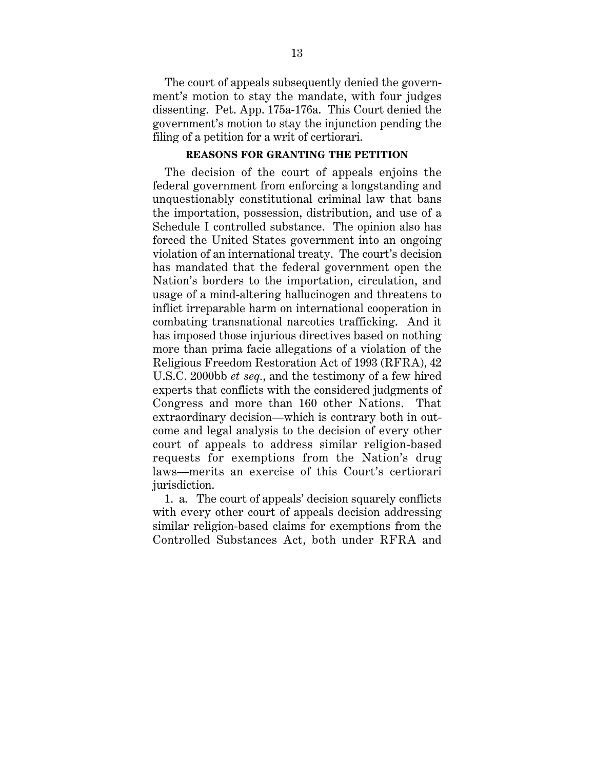The court of appeals subsequently denied the government's motion to stay the mandate, with four judges dissenting. Pet. App. 175a-176a. This Court denied the government's motion to stay the injunction pending the filing of a petition for a writ of certiorari.

## REASONS FOR GRANTING THE PETITION

The decision of the court of appeals enjoins the federal government from enforcing a longstanding and unquestionably constitutional criminal law that bans the importation, possession, distribution, and use of a Schedule I controlled substance. The opinion also has forced the United States government into an ongoing violation of an international treaty. The court's decision has mandated that the federal government open the Nation's borders to the importation, circulation, and usage of a mind-altering hallucinogen and threatens to inflict irreparable harm on international cooperation in combating transnational narcotics trafficking. And it has imposed those injurious directives based on nothing more than prima facie allegations of a violation of the Religious Freedom Restoration Act of 1993 (RFRA), 42 U.S.C. 2000bb *et seq.*, and the testimony of a few hired experts that conflicts with the considered judgments of Congress and more than 160 other Nations. That extraordinary decision—which is contrary both in outcome and legal analysis to the decision of every other court of appeals to address similar religion-based requests for exemptions from the Nation's drug laws—merits an exercise of this Court's certiorari jurisdiction.

1. a. The court of appeals' decision squarely conflicts with every other court of appeals decision addressing similar religion-based claims for exemptions from the Controlled Substances Act, both under RFRA and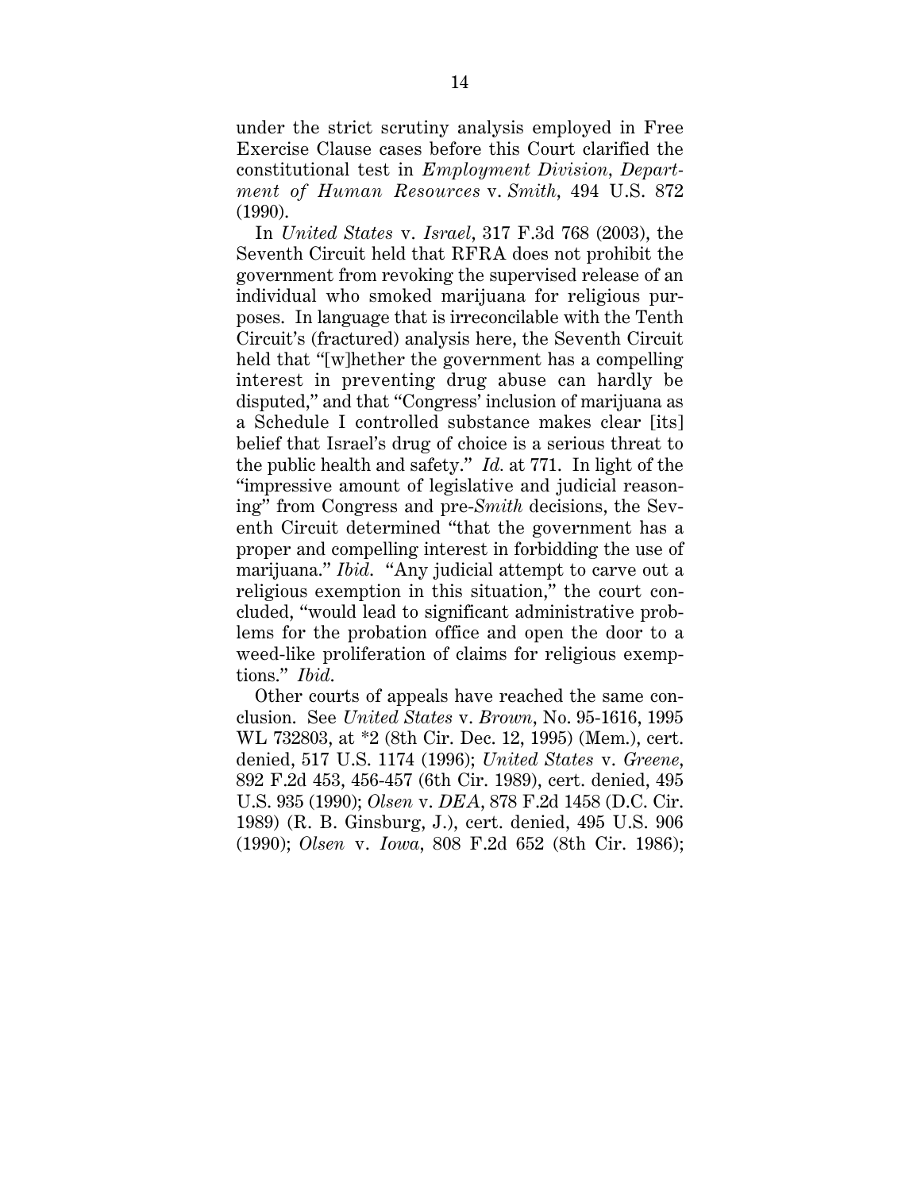under the strict scrutiny analysis employed in Free Exercise Clause cases before this Court clarified the constitutional test in *Employment Division, Department of Human Resources* v. *Smith*, 494 U.S. 872 (1990).

In *United States* v. *Israel*, 317 F.3d 768 (2003), the Seventh Circuit held that RFRA does not prohibit the government from revoking the supervised release of an individual who smoked marijuana for religious purposes. In language that is irreconcilable with the Tenth Circuit's (fractured) analysis here, the Seventh Circuit held that "[w]hether the government has a compelling interest in preventing drug abuse can hardly be disputed," and that "Congress' inclusion of marijuana as a Schedule I controlled substance makes clear [its] belief that Israel's drug of choice is a serious threat to the public health and safety." *Id.* at 771. In light of the "impressive amount of legislative and judicial reasoning" from Congress and pre-*Smith* decisions, the Seventh Circuit determined "that the government has a proper and compelling interest in forbidding the use of marijuana." *Ibid.* "Any judicial attempt to carve out a religious exemption in this situation," the court concluded, "would lead to significant administrative problems for the probation office and open the door to a weed-like proliferation of claims for religious exemptions." *Ibid.*

Other courts of appeals have reached the same conclusion. See *United States* v. *Brown*, No. 95-1616, 1995 WL 732803, at *2 (8th Cir. Dec. 12, 1995) (Mem.), cert. denied, 517 U.S. 1174 (1996); *United States* v. *Greene*, 892 F.2d 453, 456-457 (6th Cir. 1989), cert. denied, 495 U.S. 935 (1990); *Olsen* v. *DEA*, 878 F.2d 1458 (D.C. Cir. 1989) (R. B. Ginsburg, J.), cert. denied, 495 U.S. 906 (1990); *Olsen* v. *Iowa*, 808 F.2d 652 (8th Cir. 1986);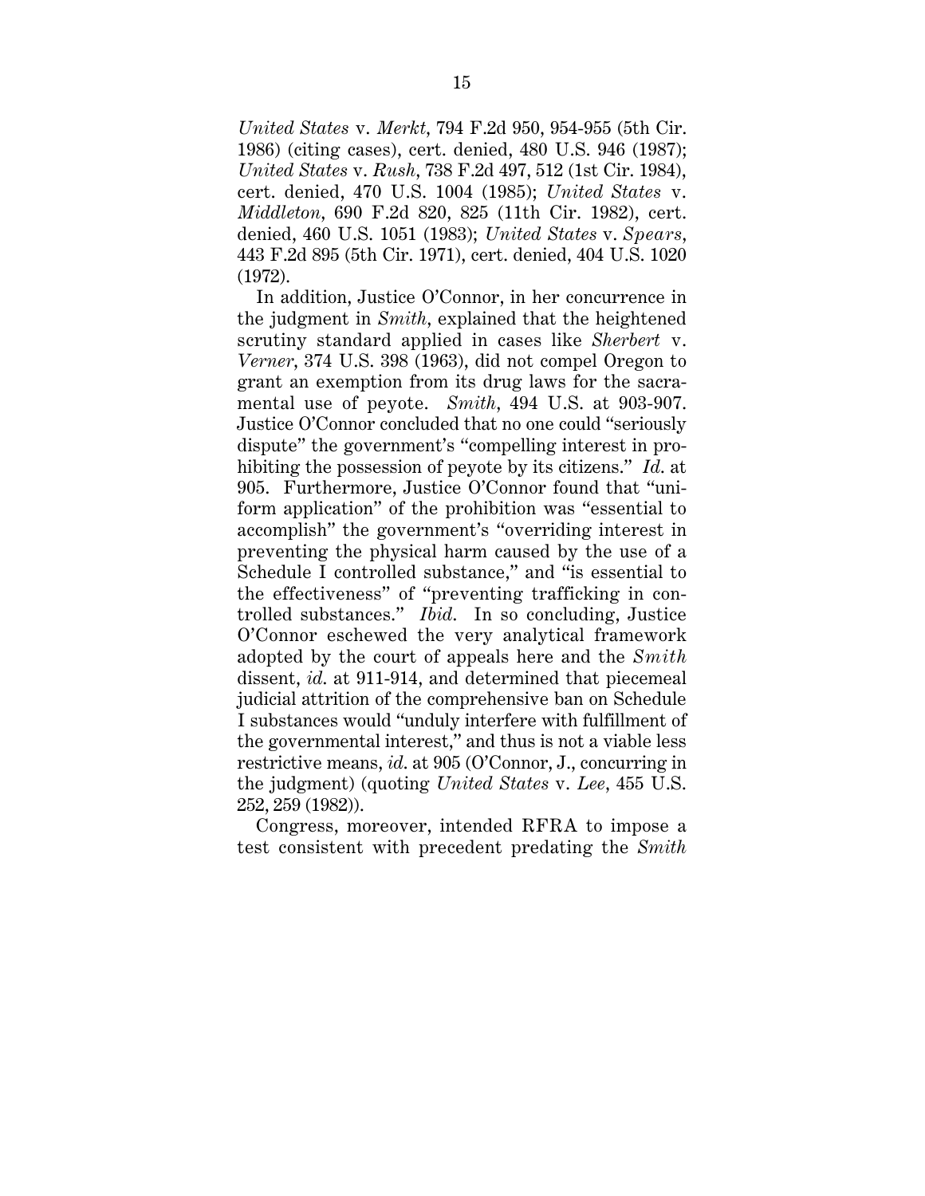*United States* v. *Merkt*, 794 F.2d 950, 954-955 (5th Cir. 1986) (citing cases), cert. denied, 480 U.S. 946 (1987); *United States* v. *Rush*, 738 F.2d 497, 512 (1st Cir. 1984), cert. denied, 470 U.S. 1004 (1985); *United States* v. *Middleton*, 690 F.2d 820, 825 (11th Cir. 1982), cert. denied, 460 U.S. 1051 (1983); *United States* v. *Spears*, 443 F.2d 895 (5th Cir. 1971), cert. denied, 404 U.S. 1020 (1972).

In addition, Justice O'Connor, in her concurrence in the judgment in *Smith*, explained that the heightened scrutiny standard applied in cases like *Sherbert* v. *Verner*, 374 U.S. 398 (1963), did not compel Oregon to grant an exemption from its drug laws for the sacramental use of peyote. *Smith*, 494 U.S. at 903-907. Justice O'Connor concluded that no one could "seriously dispute" the government's "compelling interest in prohibiting the possession of peyote by its citizens." *Id.* at 905. Furthermore, Justice O'Connor found that "uniform application" of the prohibition was "essential to accomplish" the government's "overriding interest in preventing the physical harm caused by the use of a Schedule I controlled substance," and "is essential to the effectiveness" of "preventing trafficking in controlled substances." *Ibid.* In so concluding, Justice O'Connor eschewed the very analytical framework adopted by the court of appeals here and the *Smith* dissent, *id.* at 911-914, and determined that piecemeal judicial attrition of the comprehensive ban on Schedule I substances would "unduly interfere with fulfillment of the governmental interest," and thus is not a viable less restrictive means, *id.* at 905 (O'Connor, J., concurring in the judgment) (quoting *United States* v. *Lee*, 455 U.S. 252, 259 (1982)).

Congress, moreover, intended RFRA to impose a test consistent with precedent predating the *Smith*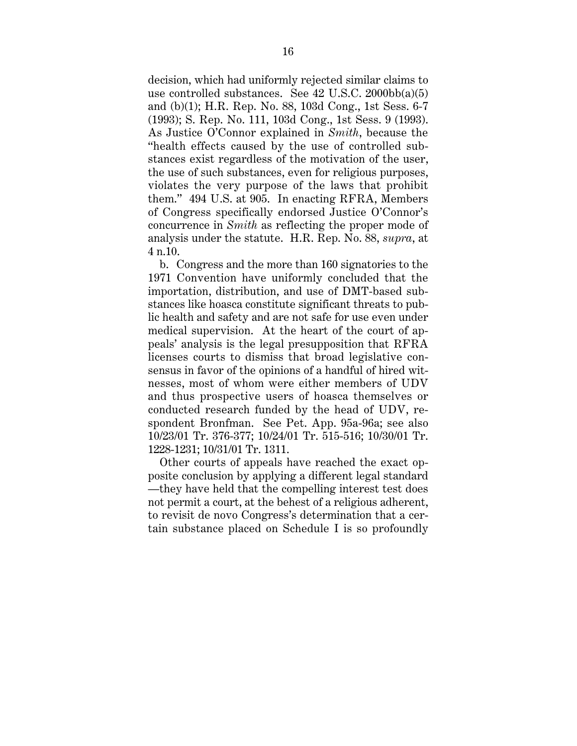decision, which had uniformly rejected similar claims to use controlled substances. See 42 U.S.C. 2000bb(a)(5) and (b)(1); H.R. Rep. No. 88, 103d Cong., 1st Sess. 6-7 (1993); S. Rep. No. 111, 103d Cong., 1st Sess. 9 (1993). As Justice O'Connor explained in *Smith*, because the "health effects caused by the use of controlled substances exist regardless of the motivation of the user, the use of such substances, even for religious purposes, violates the very purpose of the laws that prohibit them." 494 U.S. at 905. In enacting RFRA, Members of Congress specifically endorsed Justice O'Connor's concurrence in *Smith* as reflecting the proper mode of analysis under the statute. H.R. Rep. No. 88, *supra*, at 4 n.10.

b. Congress and the more than 160 signatories to the 1971 Convention have uniformly concluded that the importation, distribution, and use of DMT-based substances like hoasca constitute significant threats to public health and safety and are not safe for use even under medical supervision. At the heart of the court of appeals' analysis is the legal presupposition that RFRA licenses courts to dismiss that broad legislative consensus in favor of the opinions of a handful of hired witnesses, most of whom were either members of UDV and thus prospective users of hoasca themselves or conducted research funded by the head of UDV, respondent Bronfman. See Pet. App. 95a-96a; see also 10/23/01 Tr. 376-377; 10/24/01 Tr. 515-516; 10/30/01 Tr. 1228-1231; 10/31/01 Tr. 1311.

Other courts of appeals have reached the exact opposite conclusion by applying a different legal standard —they have held that the compelling interest test does not permit a court, at the behest of a religious adherent, to revisit de novo Congress's determination that a certain substance placed on Schedule I is so profoundly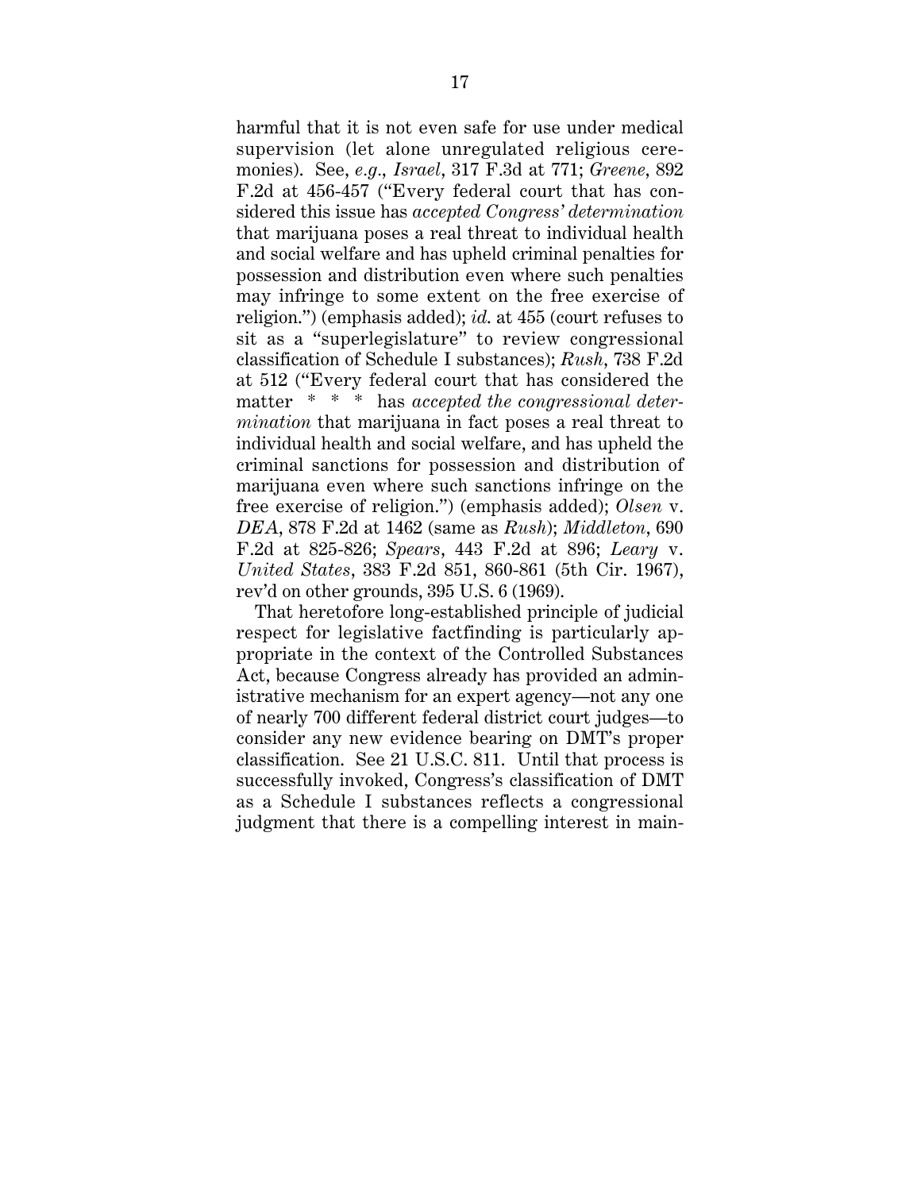harmful that it is not even safe for use under medical supervision (let alone unregulated religious ceremonies). See, *e.g.*, *Israel*, 317 F.3d at 771; *Greene*, 892 F.2d at 456-457 ("Every federal court that has considered this issue has *accepted Congress' determination* that marijuana poses a real threat to individual health and social welfare and has upheld criminal penalties for possession and distribution even where such penalties may infringe to some extent on the free exercise of religion.") (emphasis added); *id.* at 455 (court refuses to sit as a "superlegislature" to review congressional classification of Schedule I substances); *Rush*, 738 F.2d at 512 ("Every federal court that has considered the matter * * * has *accepted the congressional determination* that marijuana in fact poses a real threat to individual health and social welfare, and has upheld the criminal sanctions for possession and distribution of marijuana even where such sanctions infringe on the free exercise of religion.") (emphasis added); *Olsen* v. *DEA*, 878 F.2d at 1462 (same as *Rush*); *Middleton*, 690 F.2d at 825-826; *Spears*, 443 F.2d at 896; *Leary* v. *United States*, 383 F.2d 851, 860-861 (5th Cir. 1967), rev'd on other grounds, 395 U.S. 6 (1969).

That heretofore long-established principle of judicial respect for legislative factfinding is particularly appropriate in the context of the Controlled Substances Act, because Congress already has provided an administrative mechanism for an expert agency—not any one of nearly 700 different federal district court judges—to consider any new evidence bearing on DMT's proper classification. See 21 U.S.C. 811. Until that process is successfully invoked, Congress's classification of DMT as a Schedule I substances reflects a congressional judgment that there is a compelling interest in main-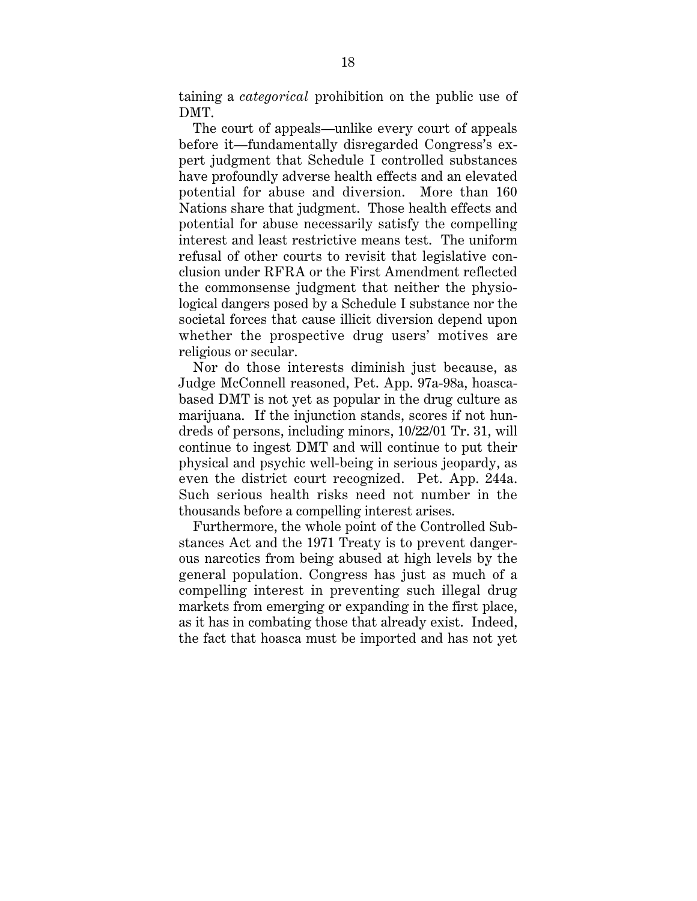taining a *categorical* prohibition on the public use of DMT.

The court of appeals—unlike every court of appeals before it—fundamentally disregarded Congress's expert judgment that Schedule I controlled substances have profoundly adverse health effects and an elevated potential for abuse and diversion. More than 160 Nations share that judgment. Those health effects and potential for abuse necessarily satisfy the compelling interest and least restrictive means test. The uniform refusal of other courts to revisit that legislative conclusion under RFRA or the First Amendment reflected the commonsense judgment that neither the physiological dangers posed by a Schedule I substance nor the societal forces that cause illicit diversion depend upon whether the prospective drug users' motives are religious or secular.

Nor do those interests diminish just because, as Judge McConnell reasoned, Pet. App. 97a-98a, hoasca-based DMT is not yet as popular in the drug culture as marijuana. If the injunction stands, scores if not hundreds of persons, including minors, 10/22/01 Tr. 31, will continue to ingest DMT and will continue to put their physical and psychic well-being in serious jeopardy, as even the district court recognized. Pet. App. 244a. Such serious health risks need not number in the thousands before a compelling interest arises.

Furthermore, the whole point of the Controlled Substances Act and the 1971 Treaty is to prevent dangerous narcotics from being abused at high levels by the general population. Congress has just as much of a compelling interest in preventing such illegal drug markets from emerging or expanding in the first place, as it has in combating those that already exist. Indeed, the fact that hoasca must be imported and has not yet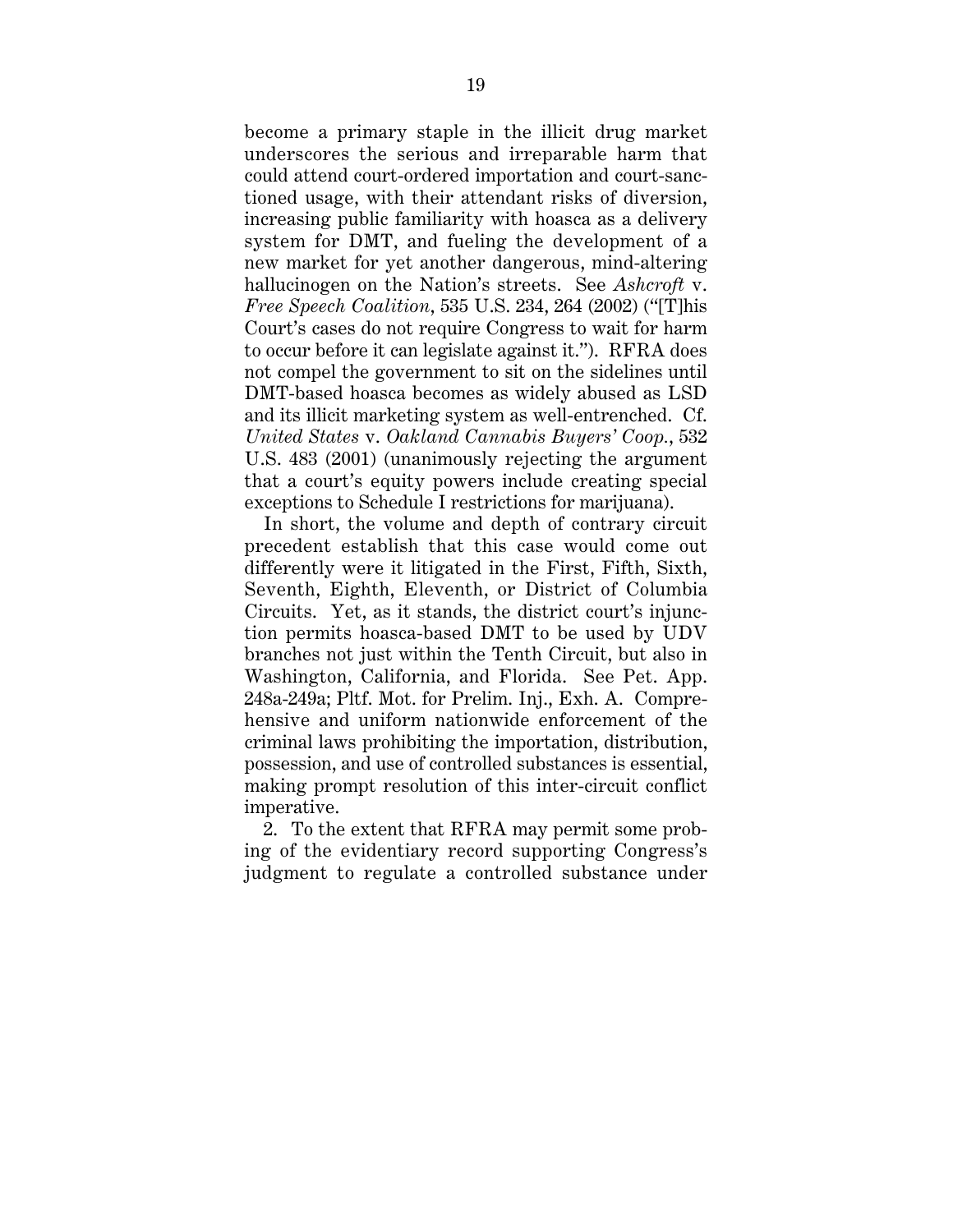become a primary staple in the illicit drug market underscores the serious and irreparable harm that could attend court-ordered importation and court-sanctioned usage, with their attendant risks of diversion, increasing public familiarity with hoasca as a delivery system for DMT, and fueling the development of a new market for yet another dangerous, mind-altering hallucinogen on the Nation's streets. See *Ashcroft* v. *Free Speech Coalition*, 535 U.S. 234, 264 (2002) ("[T]his Court's cases do not require Congress to wait for harm to occur before it can legislate against it."). RFRA does not compel the government to sit on the sidelines until DMT-based hoasca becomes as widely abused as LSD and its illicit marketing system as well-entrenched. Cf. *United States* v. *Oakland Cannabis Buyers' Coop.*, 532 U.S. 483 (2001) (unanimously rejecting the argument that a court's equity powers include creating special exceptions to Schedule I restrictions for marijuana).

In short, the volume and depth of contrary circuit precedent establish that this case would come out differently were it litigated in the First, Fifth, Sixth, Seventh, Eighth, Eleventh, or District of Columbia Circuits. Yet, as it stands, the district court's injunction permits hoasca-based DMT to be used by UDV branches not just within the Tenth Circuit, but also in Washington, California, and Florida. See Pet. App. 248a-249a; Pltf. Mot. for Prelim. Inj., Exh. A. Comprehensive and uniform nationwide enforcement of the criminal laws prohibiting the importation, distribution, possession, and use of controlled substances is essential, making prompt resolution of this inter-circuit conflict imperative.

2. To the extent that RFRA may permit some probing of the evidentiary record supporting Congress's judgment to regulate a controlled substance under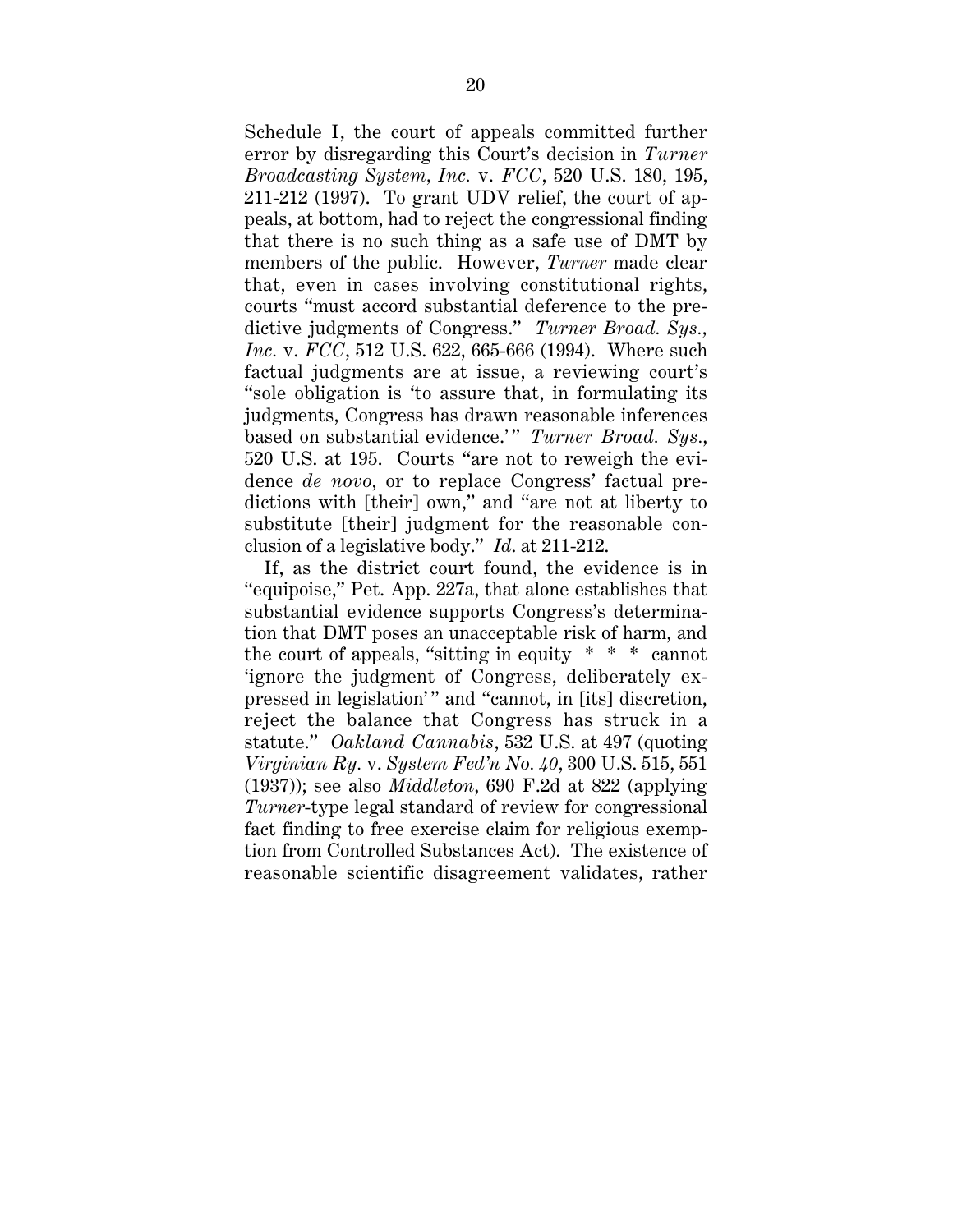Schedule I, the court of appeals committed further error by disregarding this Court's decision in *Turner Broadcasting System, Inc.* v. *FCC*, 520 U.S. 180, 195, 211-212 (1997). To grant UDV relief, the court of appeals, at bottom, had to reject the congressional finding that there is no such thing as a safe use of DMT by members of the public. However, *Turner* made clear that, even in cases involving constitutional rights, courts "must accord substantial deference to the predictive judgments of Congress." *Turner Broad. Sys., Inc.* v. *FCC*, 512 U.S. 622, 665-666 (1994). Where such factual judgments are at issue, a reviewing court's "sole obligation is 'to assure that, in formulating its judgments, Congress has drawn reasonable inferences based on substantial evidence.'" *Turner Broad. Sys.*, 520 U.S. at 195. Courts "are not to reweigh the evidence *de novo*, or to replace Congress' factual predictions with [their] own," and "are not at liberty to substitute [their] judgment for the reasonable conclusion of a legislative body." *Id.* at 211-212.

If, as the district court found, the evidence is in "equipoise," Pet. App. 227a, that alone establishes that substantial evidence supports Congress's determination that DMT poses an unacceptable risk of harm, and the court of appeals, "sitting in equity * * * cannot 'ignore the judgment of Congress, deliberately expressed in legislation'" and "cannot, in [its] discretion, reject the balance that Congress has struck in a statute." *Oakland Cannabis*, 532 U.S. at 497 (quoting *Virginian Ry.* v. *System Fed'n No. 40*, 300 U.S. 515, 551 (1937)); see also *Middleton*, 690 F.2d at 822 (applying *Turner*-type legal standard of review for congressional fact finding to free exercise claim for religious exemption from Controlled Substances Act). The existence of reasonable scientific disagreement validates, rather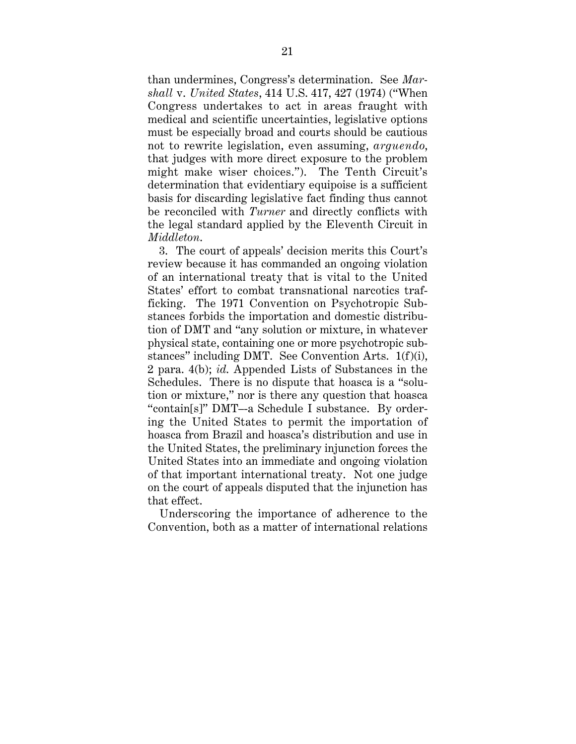than undermines, Congress's determination. See *Marshall* v. *United States*, 414 U.S. 417, 427 (1974) ("When Congress undertakes to act in areas fraught with medical and scientific uncertainties, legislative options must be especially broad and courts should be cautious not to rewrite legislation, even assuming, *arguendo*, that judges with more direct exposure to the problem might make wiser choices."). The Tenth Circuit's determination that evidentiary equipoise is a sufficient basis for discarding legislative fact finding thus cannot be reconciled with *Turner* and directly conflicts with the legal standard applied by the Eleventh Circuit in *Middleton*.

3. The court of appeals' decision merits this Court's review because it has commanded an ongoing violation of an international treaty that is vital to the United States' effort to combat transnational narcotics trafficking. The 1971 Convention on Psychotropic Substances forbids the importation and domestic distribution of DMT and "any solution or mixture, in whatever physical state, containing one or more psychotropic substances" including DMT. See Convention Arts. 1(f)(i), 2 para. 4(b); *id.* Appended Lists of Substances in the Schedules. There is no dispute that hoasca is a "solution or mixture," nor is there any question that hoasca "contain[s]" DMT—a Schedule I substance. By ordering the United States to permit the importation of hoasca from Brazil and hoasca's distribution and use in the United States, the preliminary injunction forces the United States into an immediate and ongoing violation of that important international treaty. Not one judge on the court of appeals disputed that the injunction has that effect.

Underscoring the importance of adherence to the Convention, both as a matter of international relations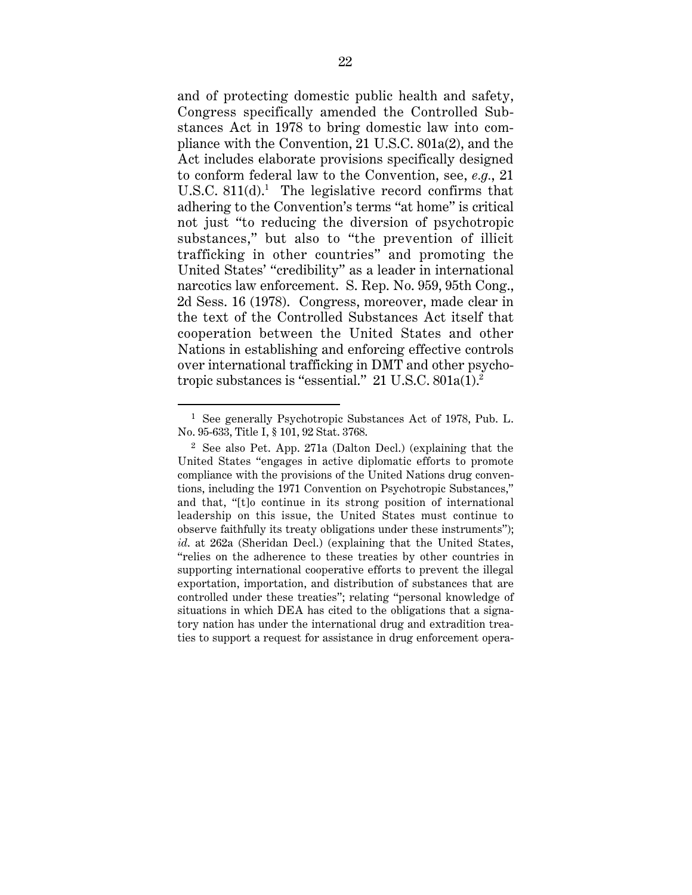and of protecting domestic public health and safety, Congress specifically amended the Controlled Substances Act in 1978 to bring domestic law into compliance with the Convention, 21 U.S.C. 801a(2), and the Act includes elaborate provisions specifically designed to conform federal law to the Convention, see, *e.g.*, 21 U.S.C. 811(d).[1] The legislative record confirms that adhering to the Convention's terms "at home" is critical not just "to reducing the diversion of psychotropic substances," but also to "the prevention of illicit trafficking in other countries" and promoting the United States' "credibility" as a leader in international narcotics law enforcement. S. Rep. No. 959, 95th Cong., 2d Sess. 16 (1978). Congress, moreover, made clear in the text of the Controlled Substances Act itself that cooperation between the United States and other Nations in establishing and enforcing effective controls over international trafficking in DMT and other psychotropic substances is "essential." 21 U.S.C. 801a(1).[2]

---

[1] See generally Psychotropic Substances Act of 1978, Pub. L. No. 95-633, Title I, § 101, 92 Stat. 3768.

[2] See also Pet. App. 271a (Dalton Decl.) (explaining that the United States "engages in active diplomatic efforts to promote compliance with the provisions of the United Nations drug conventions, including the 1971 Convention on Psychotropic Substances," and that, "[t]o continue in its strong position of international leadership on this issue, the United States must continue to observe faithfully its treaty obligations under these instruments"); *id.* at 262a (Sheridan Decl.) (explaining that the United States, "relies on the adherence to these treaties by other countries in supporting international cooperative efforts to prevent the illegal exportation, importation, and distribution of substances that are controlled under these treaties"; relating "personal knowledge of situations in which DEA has cited to the obligations that a signatory nation has under the international drug and extradition treaties to support a request for assistance in drug enforcement opera-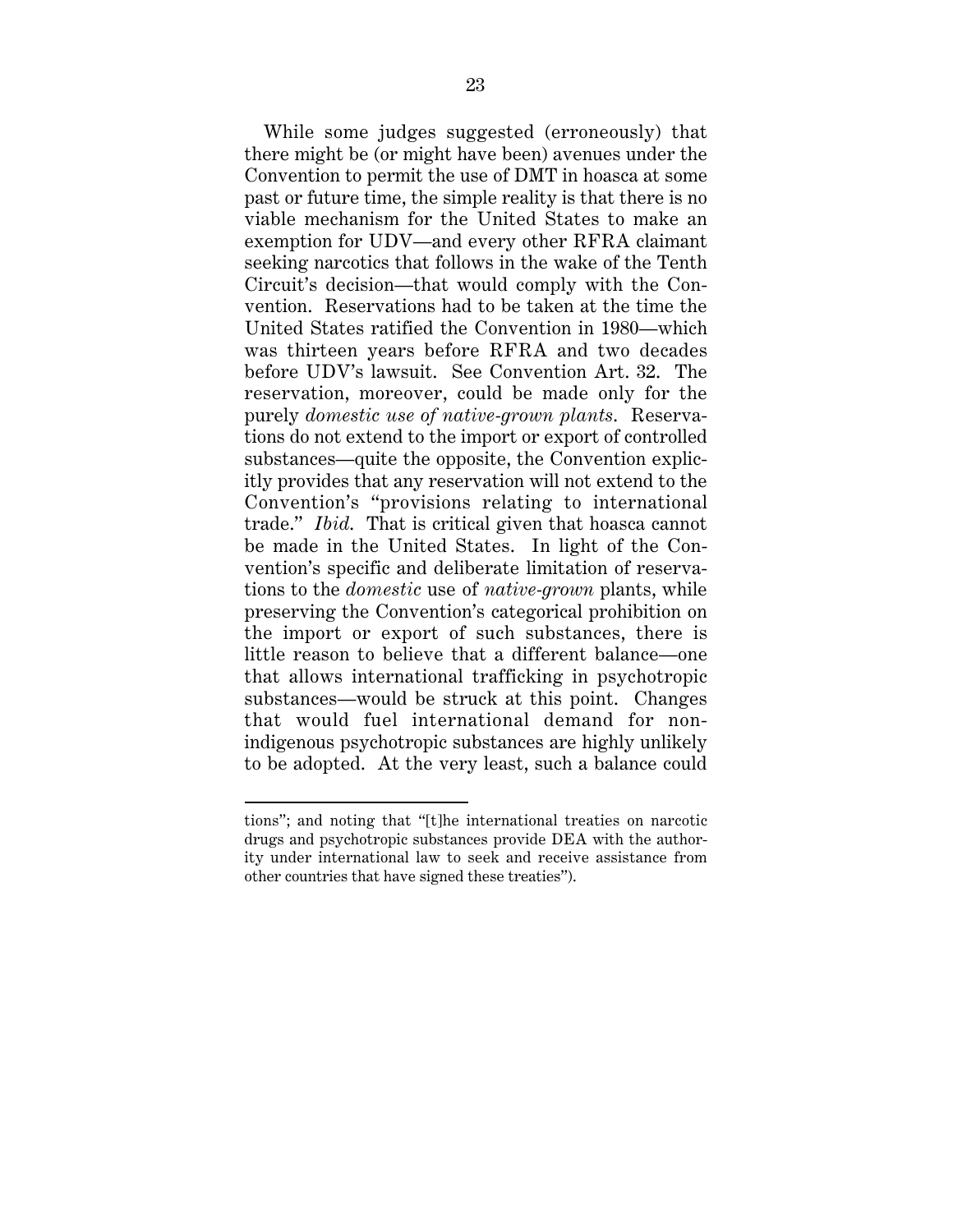While some judges suggested (erroneously) that there might be (or might have been) avenues under the Convention to permit the use of DMT in hoasca at some past or future time, the simple reality is that there is no viable mechanism for the United States to make an exemption for UDV—and every other RFRA claimant seeking narcotics that follows in the wake of the Tenth Circuit's decision—that would comply with the Convention. Reservations had to be taken at the time the United States ratified the Convention in 1980—which was thirteen years before RFRA and two decades before UDV's lawsuit. See Convention Art. 32. The reservation, moreover, could be made only for the purely *domestic use of native-grown plants*. Reservations do not extend to the import or export of controlled substances—quite the opposite, the Convention explicitly provides that any reservation will not extend to the Convention's "provisions relating to international trade." *Ibid.* That is critical given that hoasca cannot be made in the United States. In light of the Convention's specific and deliberate limitation of reservations to the *domestic* use of *native-grown* plants, while preserving the Convention's categorical prohibition on the import or export of such substances, there is little reason to believe that a different balance—one that allows international trafficking in psychotropic substances—would be struck at this point. Changes that would fuel international demand for non-indigenous psychotropic substances are highly unlikely to be adopted. At the very least, such a balance could

---

tions"; and noting that "[t]he international treaties on narcotic drugs and psychotropic substances provide DEA with the authority under international law to seek and receive assistance from other countries that have signed these treaties").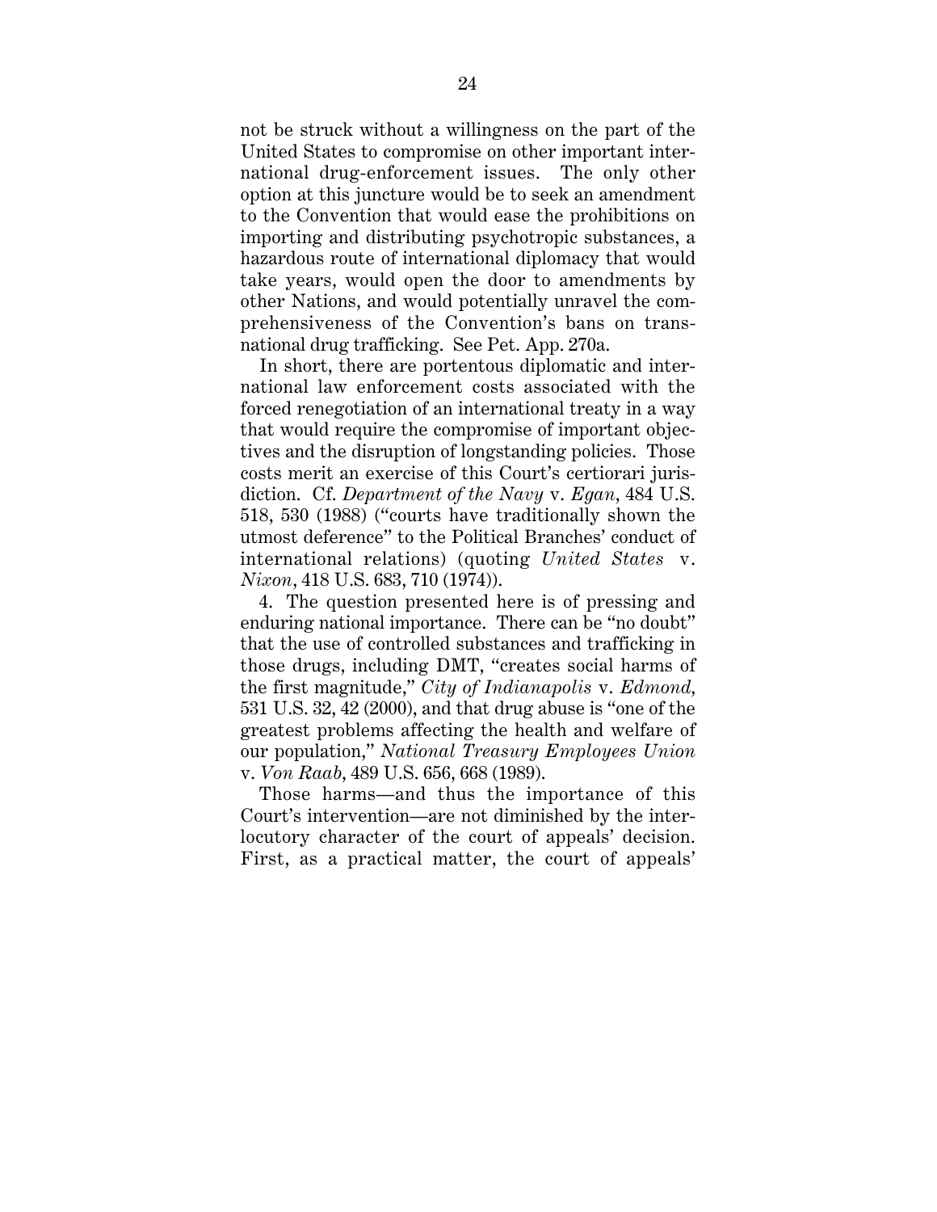not be struck without a willingness on the part of the United States to compromise on other important international drug-enforcement issues. The only other option at this juncture would be to seek an amendment to the Convention that would ease the prohibitions on importing and distributing psychotropic substances, a hazardous route of international diplomacy that would take years, would open the door to amendments by other Nations, and would potentially unravel the comprehensiveness of the Convention's bans on transnational drug trafficking. See Pet. App. 270a.

In short, there are portentous diplomatic and international law enforcement costs associated with the forced renegotiation of an international treaty in a way that would require the compromise of important objectives and the disruption of longstanding policies. Those costs merit an exercise of this Court's certiorari jurisdiction. Cf. *Department of the Navy* v. *Egan*, 484 U.S. 518, 530 (1988) ("courts have traditionally shown the utmost deference" to the Political Branches' conduct of international relations) (quoting *United States* v. *Nixon*, 418 U.S. 683, 710 (1974)).

4. The question presented here is of pressing and enduring national importance. There can be "no doubt" that the use of controlled substances and trafficking in those drugs, including DMT, "creates social harms of the first magnitude," *City of Indianapolis* v. *Edmond*, 531 U.S. 32, 42 (2000), and that drug abuse is "one of the greatest problems affecting the health and welfare of our population," *National Treasury Employees Union* v. *Von Raab*, 489 U.S. 656, 668 (1989).

Those harms—and thus the importance of this Court's intervention—are not diminished by the interlocutory character of the court of appeals' decision. First, as a practical matter, the court of appeals'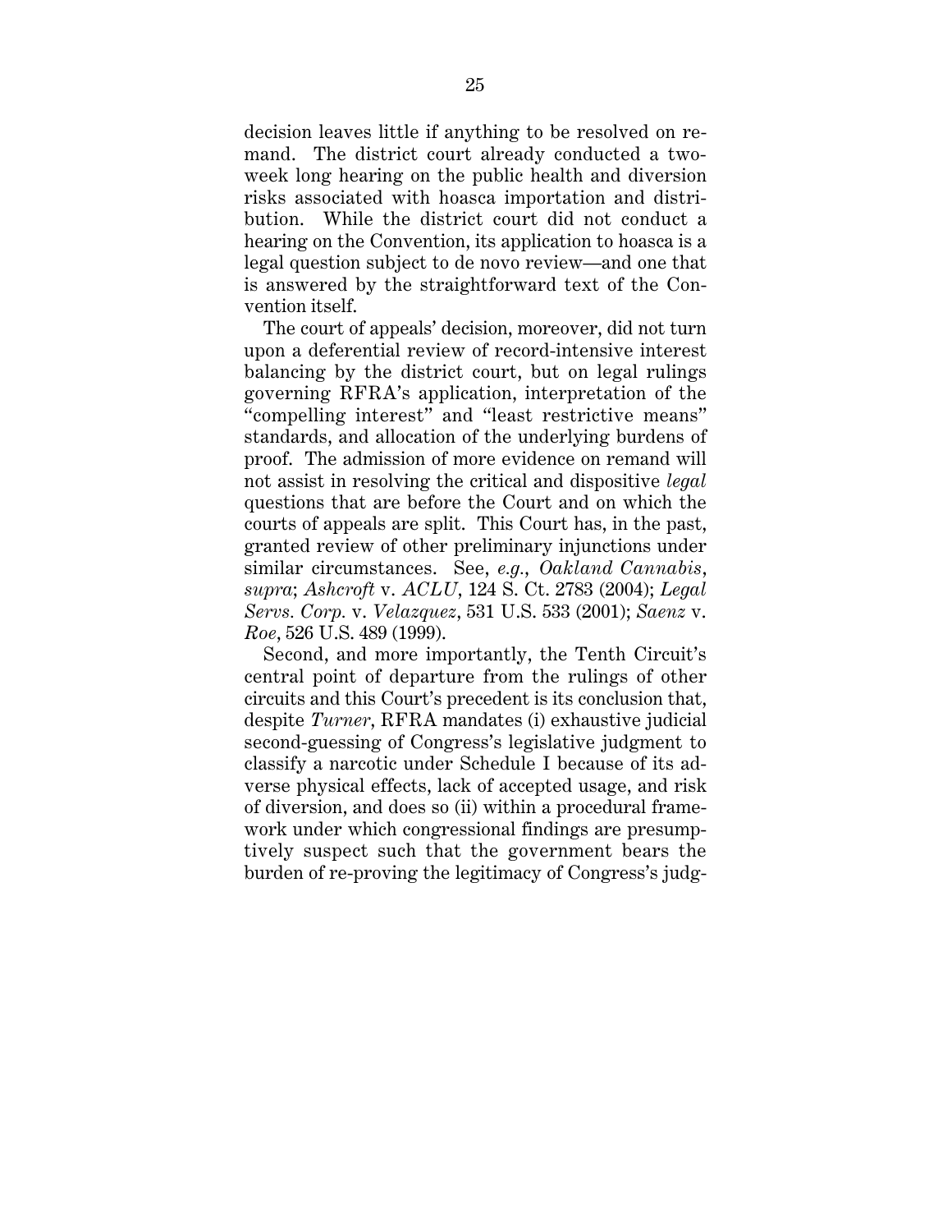decision leaves little if anything to be resolved on remand. The district court already conducted a two-week long hearing on the public health and diversion risks associated with hoasca importation and distribution. While the district court did not conduct a hearing on the Convention, its application to hoasca is a legal question subject to de novo review—and one that is answered by the straightforward text of the Convention itself.

The court of appeals' decision, moreover, did not turn upon a deferential review of record-intensive interest balancing by the district court, but on legal rulings governing RFRA's application, interpretation of the "compelling interest" and "least restrictive means" standards, and allocation of the underlying burdens of proof. The admission of more evidence on remand will not assist in resolving the critical and dispositive *legal* questions that are before the Court and on which the courts of appeals are split. This Court has, in the past, granted review of other preliminary injunctions under similar circumstances. See, *e.g.*, *Oakland Cannabis*, *supra*; *Ashcroft* v. *ACLU*, 124 S. Ct. 2783 (2004); *Legal Servs. Corp.* v. *Velazquez*, 531 U.S. 533 (2001); *Saenz* v. *Roe*, 526 U.S. 489 (1999).

Second, and more importantly, the Tenth Circuit's central point of departure from the rulings of other circuits and this Court's precedent is its conclusion that, despite *Turner*, RFRA mandates (i) exhaustive judicial second-guessing of Congress's legislative judgment to classify a narcotic under Schedule I because of its adverse physical effects, lack of accepted usage, and risk of diversion, and does so (ii) within a procedural framework under which congressional findings are presumptively suspect such that the government bears the burden of re-proving the legitimacy of Congress's judg-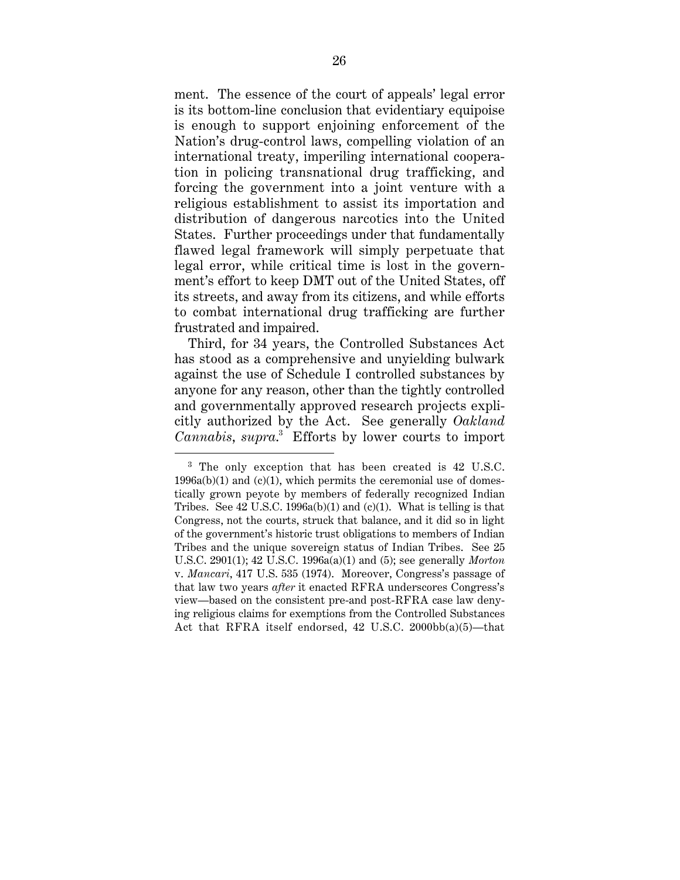ment. The essence of the court of appeals' legal error is its bottom-line conclusion that evidentiary equipoise is enough to support enjoining enforcement of the Nation's drug-control laws, compelling violation of an international treaty, imperiling international cooperation in policing transnational drug trafficking, and forcing the government into a joint venture with a religious establishment to assist its importation and distribution of dangerous narcotics into the United States. Further proceedings under that fundamentally flawed legal framework will simply perpetuate that legal error, while critical time is lost in the government's effort to keep DMT out of the United States, off its streets, and away from its citizens, and while efforts to combat international drug trafficking are further frustrated and impaired.

Third, for 34 years, the Controlled Substances Act has stood as a comprehensive and unyielding bulwark against the use of Schedule I controlled substances by anyone for any reason, other than the tightly controlled and governmentally approved research projects explicitly authorized by the Act. See generally *Oakland Cannabis*, *supra*.[3] Efforts by lower courts to import

---

[3] The only exception that has been created is 42 U.S.C. 1996a(b)(1) and (c)(1), which permits the ceremonial use of domestically grown peyote by members of federally recognized Indian Tribes. See 42 U.S.C. 1996a(b)(1) and (c)(1). What is telling is that Congress, not the courts, struck that balance, and it did so in light of the government's historic trust obligations to members of Indian Tribes and the unique sovereign status of Indian Tribes. See 25 U.S.C. 2901(1); 42 U.S.C. 1996a(a)(1) and (5); see generally *Morton* v. *Mancari*, 417 U.S. 535 (1974). Moreover, Congress's passage of that law two years *after* it enacted RFRA underscores Congress's view—based on the consistent pre-and post-RFRA case law denying religious claims for exemptions from the Controlled Substances Act that RFRA itself endorsed, 42 U.S.C. 2000bb(a)(5)—that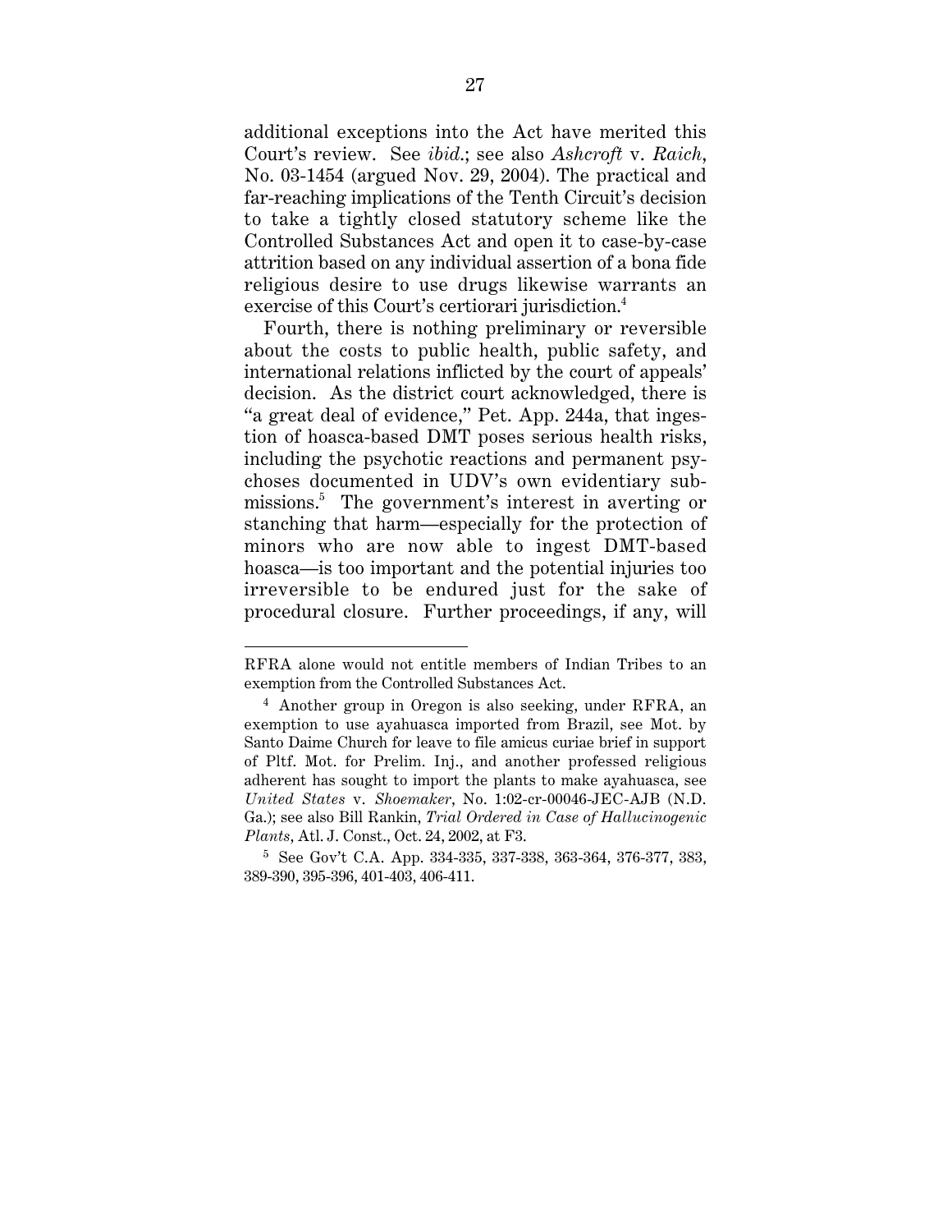additional exceptions into the Act have merited this Court's review. See *ibid.*; see also *Ashcroft* v. *Raich*, No. 03-1454 (argued Nov. 29, 2004). The practical and far-reaching implications of the Tenth Circuit's decision to take a tightly closed statutory scheme like the Controlled Substances Act and open it to case-by-case attrition based on any individual assertion of a bona fide religious desire to use drugs likewise warrants an exercise of this Court's certiorari jurisdiction.[4]

Fourth, there is nothing preliminary or reversible about the costs to public health, public safety, and international relations inflicted by the court of appeals' decision. As the district court acknowledged, there is "a great deal of evidence," Pet. App. 244a, that ingestion of hoasca-based DMT poses serious health risks, including the psychotic reactions and permanent psychoses documented in UDV's own evidentiary submissions.[5] The government's interest in averting or stanching that harm—especially for the protection of minors who are now able to ingest DMT-based hoasca—is too important and the potential injuries too irreversible to be endured just for the sake of procedural closure. Further proceedings, if any, will

---

RFRA alone would not entitle members of Indian Tribes to an exemption from the Controlled Substances Act.

[4] Another group in Oregon is also seeking, under RFRA, an exemption to use ayahuasca imported from Brazil, see Mot. by Santo Daime Church for leave to file amicus curiae brief in support of Pltf. Mot. for Prelim. Inj., and another professed religious adherent has sought to import the plants to make ayahuasca, see *United States* v. *Shoemaker*, No. 1:02-cr-00046-JEC-AJB (N.D. Ga.); see also Bill Rankin, *Trial Ordered in Case of Hallucinogenic Plants*, Atl. J. Const., Oct. 24, 2002, at F3.

[5] See Gov't C.A. App. 334-335, 337-338, 363-364, 376-377, 383, 389-390, 395-396, 401-403, 406-411.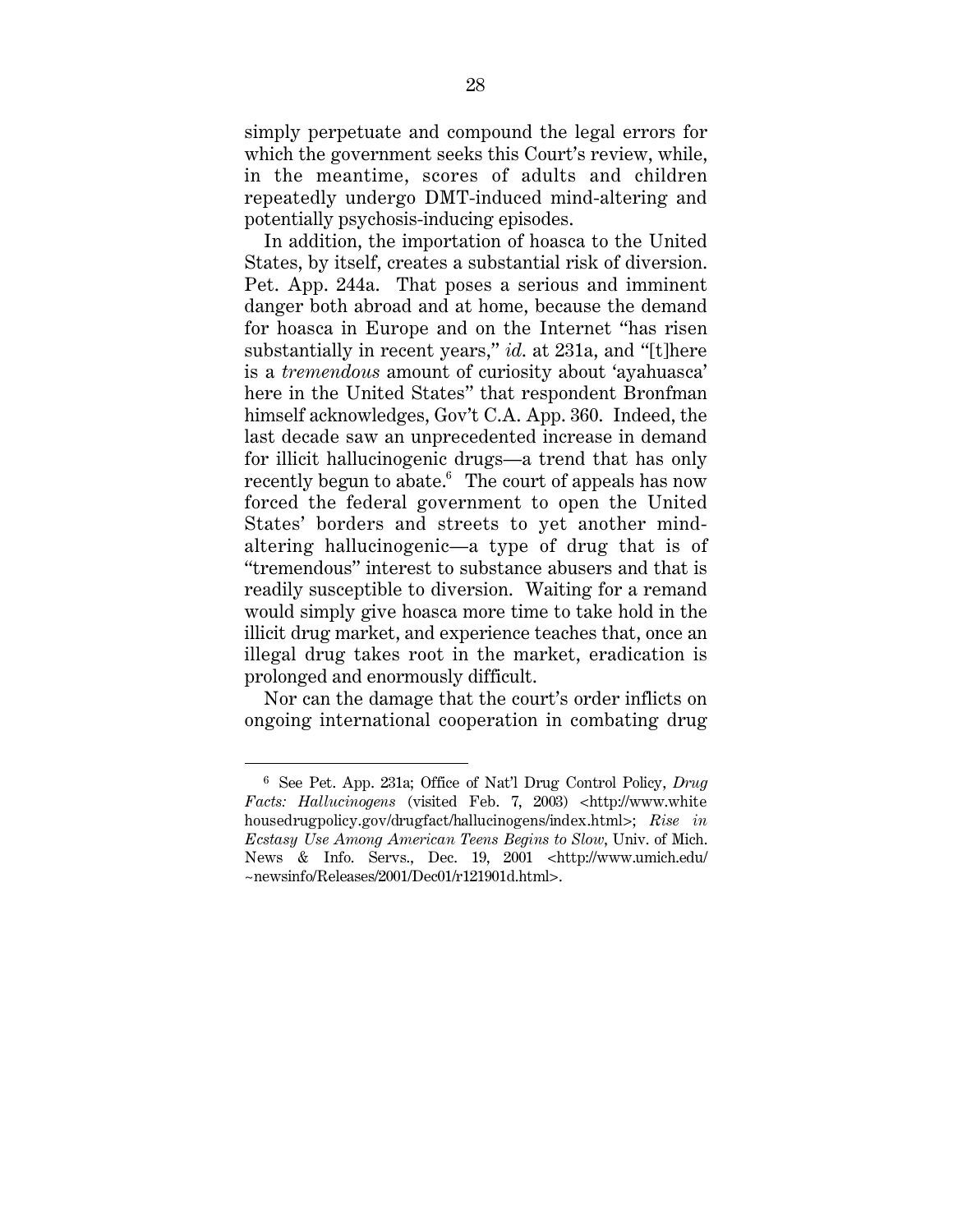simply perpetuate and compound the legal errors for which the government seeks this Court's review, while, in the meantime, scores of adults and children repeatedly undergo DMT-induced mind-altering and potentially psychosis-inducing episodes.

In addition, the importation of hoasca to the United States, by itself, creates a substantial risk of diversion. Pet. App. 244a. That poses a serious and imminent danger both abroad and at home, because the demand for hoasca in Europe and on the Internet "has risen substantially in recent years," *id.* at 231a, and "[t]here is a *tremendous* amount of curiosity about 'ayahuasca' here in the United States" that respondent Bronfman himself acknowledges, Gov't C.A. App. 360. Indeed, the last decade saw an unprecedented increase in demand for illicit hallucinogenic drugs—a trend that has only recently begun to abate.[6] The court of appeals has now forced the federal government to open the United States' borders and streets to yet another mind-altering hallucinogenic—a type of drug that is of "tremendous" interest to substance abusers and that is readily susceptible to diversion. Waiting for a remand would simply give hoasca more time to take hold in the illicit drug market, and experience teaches that, once an illegal drug takes root in the market, eradication is prolonged and enormously difficult.

Nor can the damage that the court's order inflicts on ongoing international cooperation in combating drug

---

[6] See Pet. App. 231a; Office of Nat'l Drug Control Policy, *Drug Facts: Hallucinogens* (visited Feb. 7, 2003) <http://www.whitehousedrugpolicy.gov/drugfact/hallucinogens/index.html>; *Rise in Ecstasy Use Among American Teens Begins to Slow*, Univ. of Mich. News & Info. Servs., Dec. 19, 2001 <http://www.umich.edu/~newsinfo/Releases/2001/Dec01/r121901d.html>.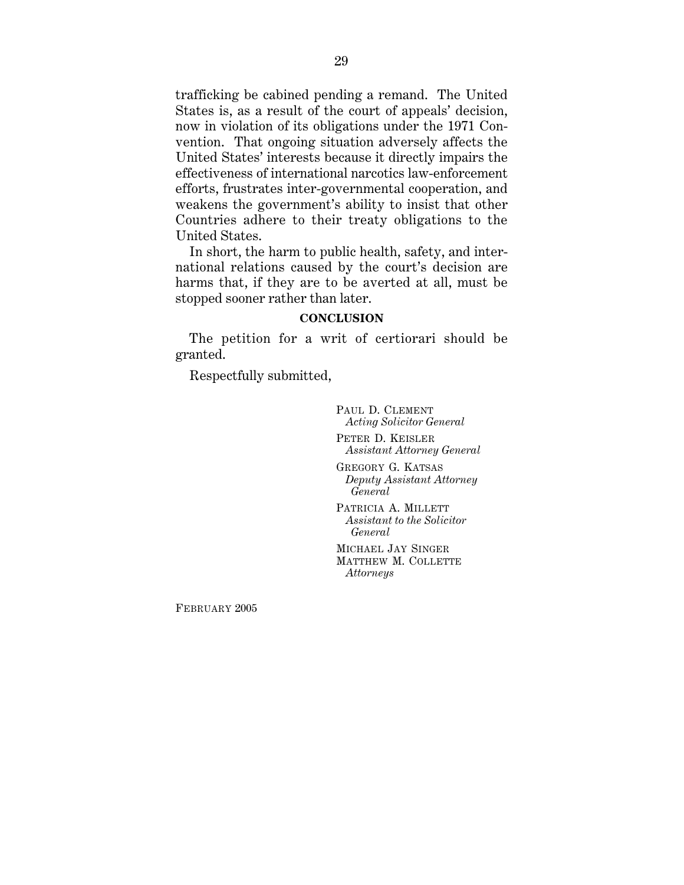trafficking be cabined pending a remand. The United States is, as a result of the court of appeals' decision, now in violation of its obligations under the 1971 Convention. That ongoing situation adversely affects the United States' interests because it directly impairs the effectiveness of international narcotics law-enforcement efforts, frustrates inter-governmental cooperation, and weakens the government's ability to insist that other Countries adhere to their treaty obligations to the United States.

In short, the harm to public health, safety, and international relations caused by the court's decision are harms that, if they are to be averted at all, must be stopped sooner rather than later.

## CONCLUSION

The petition for a writ of certiorari should be granted.

Respectfully submitted,

PAUL D. CLEMENT
*Acting Solicitor General*

PETER D. KEISLER
*Assistant Attorney General*

GREGORY G. KATSAS
*Deputy Assistant Attorney General*

PATRICIA A. MILLETT
*Assistant to the Solicitor General*

MICHAEL JAY SINGER
MATTHEW M. COLLETTE
*Attorneys*

FEBRUARY 2005